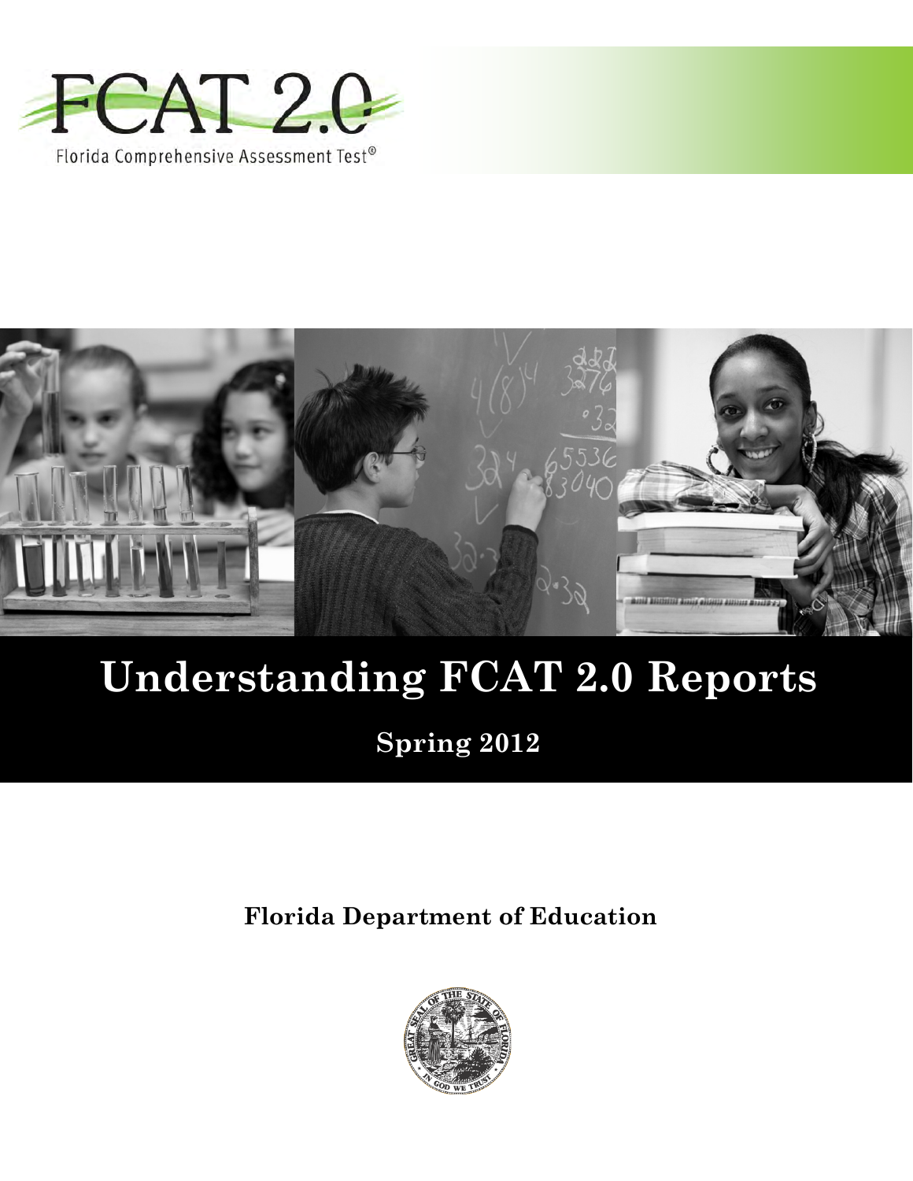FCAT 2.0

Florida Comprehensive Assessment Test®

# Understanding FCAT 2.0 Reports

## Spring 2012

**Florida Department of Education**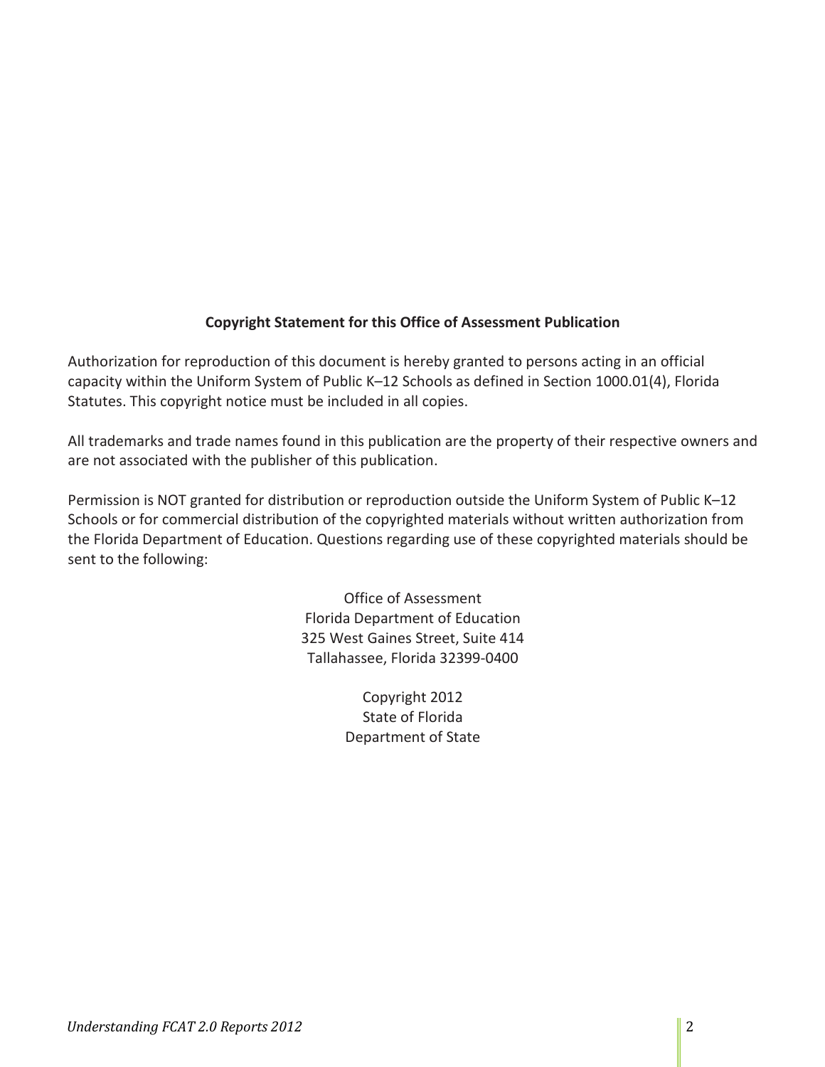**Copyright Statement for this Office of Assessment Publication**

Authorization for reproduction of this document is hereby granted to persons acting in an official capacity within the Uniform System of Public K–12 Schools as defined in Section 1000.01(4), Florida Statutes. This copyright notice must be included in all copies.

All trademarks and trade names found in this publication are the property of their respective owners and are not associated with the publisher of this publication.

Permission is NOT granted for distribution or reproduction outside the Uniform System of Public K–12 Schools or for commercial distribution of the copyrighted materials without written authorization from the Florida Department of Education. Questions regarding use of these copyrighted materials should be sent to the following:

Office of Assessment
Florida Department of Education
325 West Gaines Street, Suite 414
Tallahassee, Florida 32399-0400

Copyright 2012
State of Florida
Department of State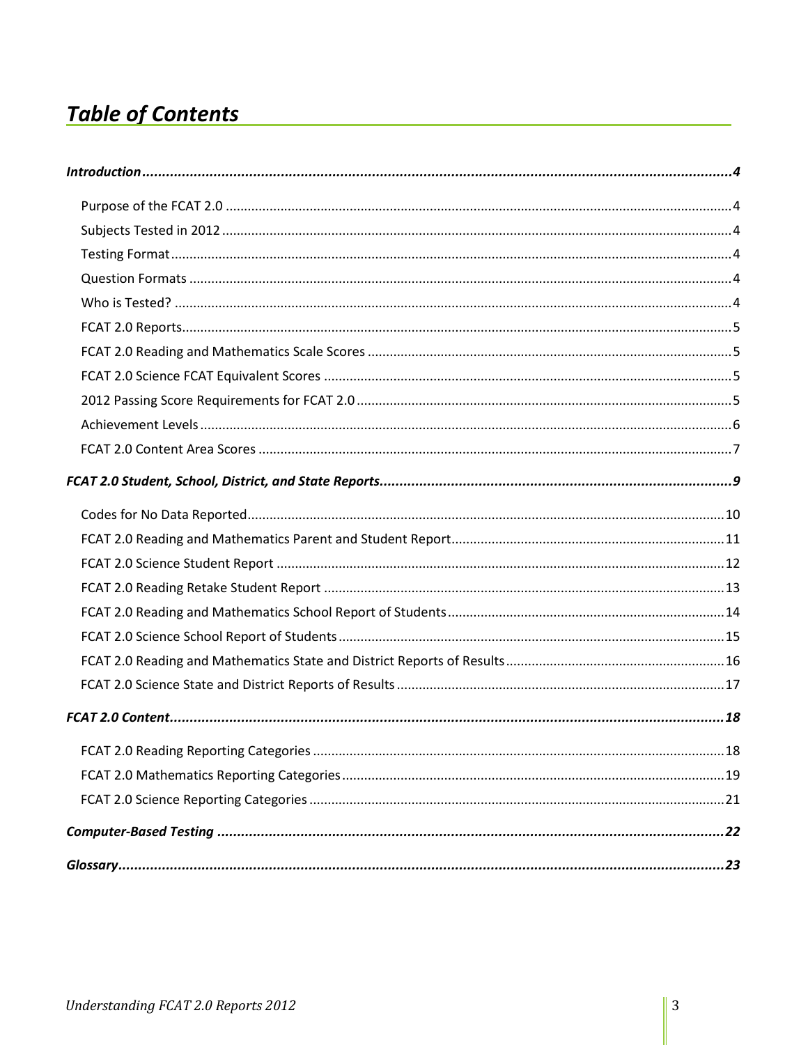# *Table of Contents*

***Introduction*** ........................................................................ ***4***

- Purpose of the FCAT 2.0 ........................................................ 4
- Subjects Tested in 2012 ........................................................ 4
- Testing Format ........................................................ 4
- Question Formats ........................................................ 4
- Who is Tested? ........................................................ 4
- FCAT 2.0 Reports ........................................................ 5
- FCAT 2.0 Reading and Mathematics Scale Scores ........................................................ 5
- FCAT 2.0 Science FCAT Equivalent Scores ........................................................ 5
- 2012 Passing Score Requirements for FCAT 2.0 ........................................................ 5
- Achievement Levels ........................................................ 6
- FCAT 2.0 Content Area Scores ........................................................ 7

***FCAT 2.0 Student, School, District, and State Reports*** ........................................................ ***9***

- Codes for No Data Reported ........................................................ 10
- FCAT 2.0 Reading and Mathematics Parent and Student Report ........................................................ 11
- FCAT 2.0 Science Student Report ........................................................ 12
- FCAT 2.0 Reading Retake Student Report ........................................................ 13
- FCAT 2.0 Reading and Mathematics School Report of Students ........................................................ 14
- FCAT 2.0 Science School Report of Students ........................................................ 15
- FCAT 2.0 Reading and Mathematics State and District Reports of Results ........................................................ 16
- FCAT 2.0 Science State and District Reports of Results ........................................................ 17

***FCAT 2.0 Content*** ........................................................ ***18***

- FCAT 2.0 Reading Reporting Categories ........................................................ 18
- FCAT 2.0 Mathematics Reporting Categories ........................................................ 19
- FCAT 2.0 Science Reporting Categories ........................................................ 21

***Computer-Based Testing*** ........................................................ ***22***

***Glossary*** ........................................................ ***23***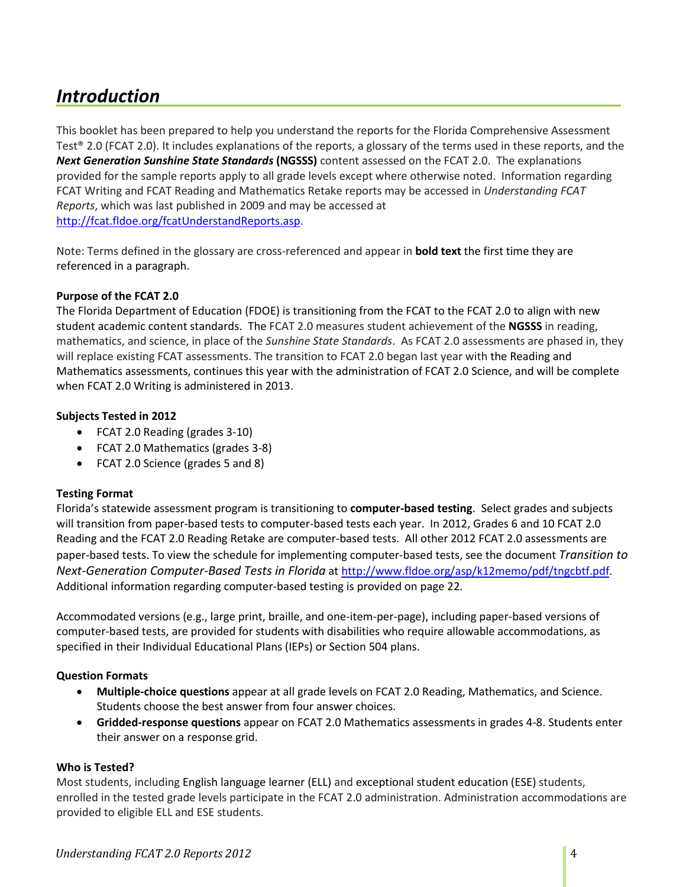# *Introduction*

This booklet has been prepared to help you understand the reports for the Florida Comprehensive Assessment Test® 2.0 (FCAT 2.0). It includes explanations of the reports, a glossary of the terms used in these reports, and the ***Next Generation Sunshine State Standards*** **(NGSSS)** content assessed on the FCAT 2.0. The explanations provided for the sample reports apply to all grade levels except where otherwise noted. Information regarding FCAT Writing and FCAT Reading and Mathematics Retake reports may be accessed in *Understanding FCAT Reports*, which was last published in 2009 and may be accessed at http://fcat.fldoe.org/fcatUnderstandReports.asp.

Note: Terms defined in the glossary are cross-referenced and appear in **bold text** the first time they are referenced in a paragraph.

**Purpose of the FCAT 2.0**

The Florida Department of Education (FDOE) is transitioning from the FCAT to the FCAT 2.0 to align with new student academic content standards. The FCAT 2.0 measures student achievement of the **NGSSS** in reading, mathematics, and science, in place of the *Sunshine State Standards*. As FCAT 2.0 assessments are phased in, they will replace existing FCAT assessments. The transition to FCAT 2.0 began last year with the Reading and Mathematics assessments, continues this year with the administration of FCAT 2.0 Science, and will be complete when FCAT 2.0 Writing is administered in 2013.

**Subjects Tested in 2012**

- FCAT 2.0 Reading (grades 3-10)
- FCAT 2.0 Mathematics (grades 3-8)
- FCAT 2.0 Science (grades 5 and 8)

**Testing Format**

Florida's statewide assessment program is transitioning to **computer-based testing**. Select grades and subjects will transition from paper-based tests to computer-based tests each year. In 2012, Grades 6 and 10 FCAT 2.0 Reading and the FCAT 2.0 Reading Retake are computer-based tests. All other 2012 FCAT 2.0 assessments are paper-based tests. To view the schedule for implementing computer-based tests, see the document *Transition to Next-Generation Computer-Based Tests in Florida* at http://www.fldoe.org/asp/k12memo/pdf/tngcbtf.pdf. Additional information regarding computer-based testing is provided on page 22.

Accommodated versions (e.g., large print, braille, and one-item-per-page), including paper-based versions of computer-based tests, are provided for students with disabilities who require allowable accommodations, as specified in their Individual Educational Plans (IEPs) or Section 504 plans.

**Question Formats**

- **Multiple-choice questions** appear at all grade levels on FCAT 2.0 Reading, Mathematics, and Science. Students choose the best answer from four answer choices.
- **Gridded-response questions** appear on FCAT 2.0 Mathematics assessments in grades 4-8. Students enter their answer on a response grid.

**Who is Tested?**

Most students, including English language learner (ELL) and exceptional student education (ESE) students, enrolled in the tested grade levels participate in the FCAT 2.0 administration. Administration accommodations are provided to eligible ELL and ESE students.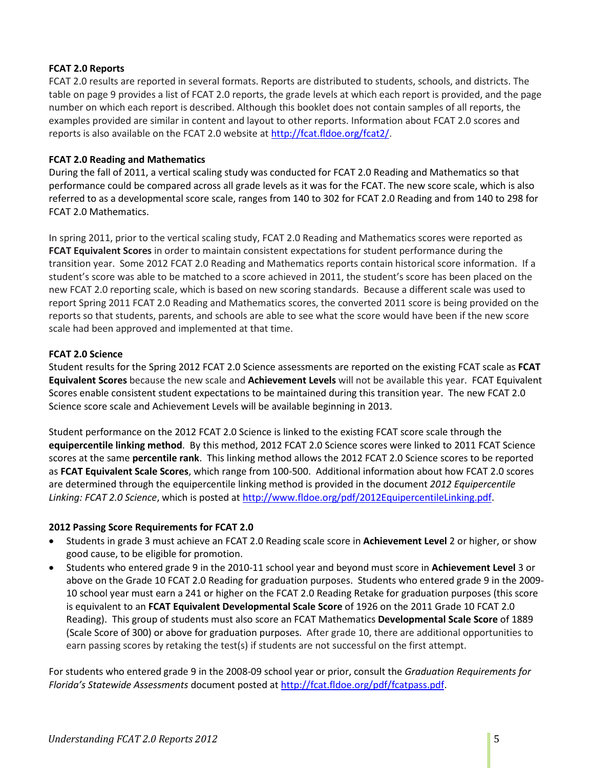### FCAT 2.0 Reports

FCAT 2.0 results are reported in several formats. Reports are distributed to students, schools, and districts. The table on page 9 provides a list of FCAT 2.0 reports, the grade levels at which each report is provided, and the page number on which each report is described. Although this booklet does not contain samples of all reports, the examples provided are similar in content and layout to other reports. Information about FCAT 2.0 scores and reports is also available on the FCAT 2.0 website at http://fcat.fldoe.org/fcat2/.

### FCAT 2.0 Reading and Mathematics

During the fall of 2011, a vertical scaling study was conducted for FCAT 2.0 Reading and Mathematics so that performance could be compared across all grade levels as it was for the FCAT. The new score scale, which is also referred to as a developmental score scale, ranges from 140 to 302 for FCAT 2.0 Reading and from 140 to 298 for FCAT 2.0 Mathematics.

In spring 2011, prior to the vertical scaling study, FCAT 2.0 Reading and Mathematics scores were reported as **FCAT Equivalent Scores** in order to maintain consistent expectations for student performance during the transition year. Some 2012 FCAT 2.0 Reading and Mathematics reports contain historical score information. If a student's score was able to be matched to a score achieved in 2011, the student's score has been placed on the new FCAT 2.0 reporting scale, which is based on new scoring standards. Because a different scale was used to report Spring 2011 FCAT 2.0 Reading and Mathematics scores, the converted 2011 score is being provided on the reports so that students, parents, and schools are able to see what the score would have been if the new score scale had been approved and implemented at that time.

### FCAT 2.0 Science

Student results for the Spring 2012 FCAT 2.0 Science assessments are reported on the existing FCAT scale as **FCAT Equivalent Scores** because the new scale and **Achievement Levels** will not be available this year. FCAT Equivalent Scores enable consistent student expectations to be maintained during this transition year. The new FCAT 2.0 Science score scale and Achievement Levels will be available beginning in 2013.

Student performance on the 2012 FCAT 2.0 Science is linked to the existing FCAT score scale through the **equipercentile linking method**. By this method, 2012 FCAT 2.0 Science scores were linked to 2011 FCAT Science scores at the same **percentile rank**. This linking method allows the 2012 FCAT 2.0 Science scores to be reported as **FCAT Equivalent Scale Scores**, which range from 100-500. Additional information about how FCAT 2.0 scores are determined through the equipercentile linking method is provided in the document *2012 Equipercentile Linking: FCAT 2.0 Science*, which is posted at http://www.fldoe.org/pdf/2012EquipercentileLinking.pdf.

### 2012 Passing Score Requirements for FCAT 2.0

- Students in grade 3 must achieve an FCAT 2.0 Reading scale score in **Achievement Level** 2 or higher, or show good cause, to be eligible for promotion.
- Students who entered grade 9 in the 2010-11 school year and beyond must score in **Achievement Level** 3 or above on the Grade 10 FCAT 2.0 Reading for graduation purposes. Students who entered grade 9 in the 2009-10 school year must earn a 241 or higher on the FCAT 2.0 Reading Retake for graduation purposes (this score is equivalent to an **FCAT Equivalent Developmental Scale Score** of 1926 on the 2011 Grade 10 FCAT 2.0 Reading). This group of students must also score an FCAT Mathematics **Developmental Scale Score** of 1889 (Scale Score of 300) or above for graduation purposes. After grade 10, there are additional opportunities to earn passing scores by retaking the test(s) if students are not successful on the first attempt.

For students who entered grade 9 in the 2008-09 school year or prior, consult the *Graduation Requirements for Florida's Statewide Assessments* document posted at http://fcat.fldoe.org/pdf/fcatpass.pdf.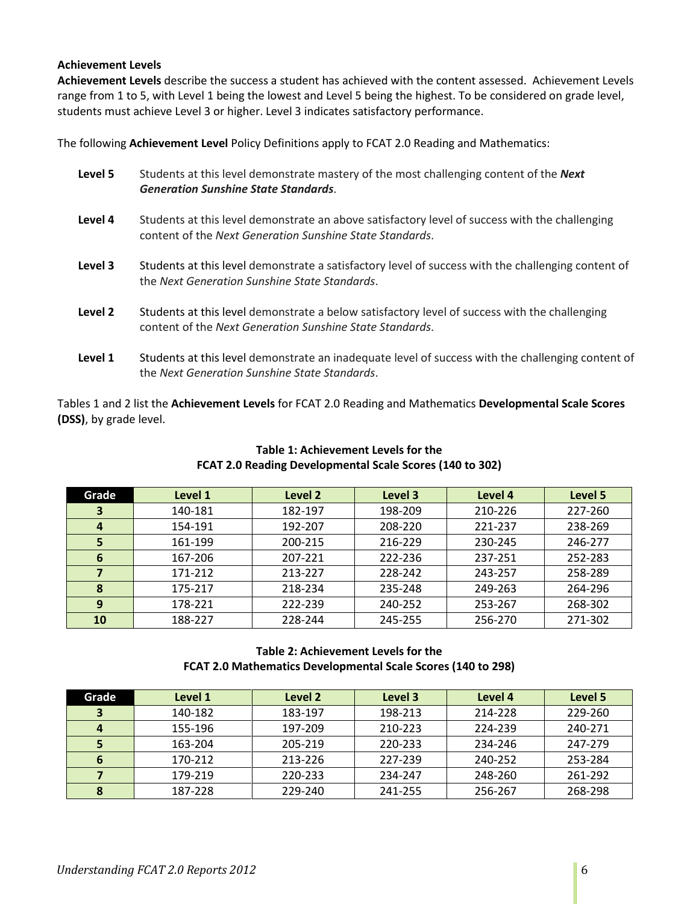### Achievement Levels

**Achievement Levels** describe the success a student has achieved with the content assessed. Achievement Levels range from 1 to 5, with Level 1 being the lowest and Level 5 being the highest. To be considered on grade level, students must achieve Level 3 or higher. Level 3 indicates satisfactory performance.

The following **Achievement Level** Policy Definitions apply to FCAT 2.0 Reading and Mathematics:

**Level 5** Students at this level demonstrate mastery of the most challenging content of the ***Next Generation Sunshine State Standards***.

**Level 4** Students at this level demonstrate an above satisfactory level of success with the challenging content of the *Next Generation Sunshine State Standards*.

**Level 3** Students at this level demonstrate a satisfactory level of success with the challenging content of the *Next Generation Sunshine State Standards*.

**Level 2** Students at this level demonstrate a below satisfactory level of success with the challenging content of the *Next Generation Sunshine State Standards*.

**Level 1** Students at this level demonstrate an inadequate level of success with the challenging content of the *Next Generation Sunshine State Standards*.

Tables 1 and 2 list the **Achievement Levels** for FCAT 2.0 Reading and Mathematics **Developmental Scale Scores (DSS)**, by grade level.

**Table 1: Achievement Levels for the FCAT 2.0 Reading Developmental Scale Scores (140 to 302)**

| Grade | Level 1 | Level 2 | Level 3 | Level 4 | Level 5 |
|---|---|---|---|---|---|
| 3 | 140-181 | 182-197 | 198-209 | 210-226 | 227-260 |
| 4 | 154-191 | 192-207 | 208-220 | 221-237 | 238-269 |
| 5 | 161-199 | 200-215 | 216-229 | 230-245 | 246-277 |
| 6 | 167-206 | 207-221 | 222-236 | 237-251 | 252-283 |
| 7 | 171-212 | 213-227 | 228-242 | 243-257 | 258-289 |
| 8 | 175-217 | 218-234 | 235-248 | 249-263 | 264-296 |
| 9 | 178-221 | 222-239 | 240-252 | 253-267 | 268-302 |
| 10 | 188-227 | 228-244 | 245-255 | 256-270 | 271-302 |

**Table 2: Achievement Levels for the FCAT 2.0 Mathematics Developmental Scale Scores (140 to 298)**

| Grade | Level 1 | Level 2 | Level 3 | Level 4 | Level 5 |
|---|---|---|---|---|---|
| 3 | 140-182 | 183-197 | 198-213 | 214-228 | 229-260 |
| 4 | 155-196 | 197-209 | 210-223 | 224-239 | 240-271 |
| 5 | 163-204 | 205-219 | 220-233 | 234-246 | 247-279 |
| 6 | 170-212 | 213-226 | 227-239 | 240-252 | 253-284 |
| 7 | 179-219 | 220-233 | 234-247 | 248-260 | 261-292 |
| 8 | 187-228 | 229-240 | 241-255 | 256-267 | 268-298 |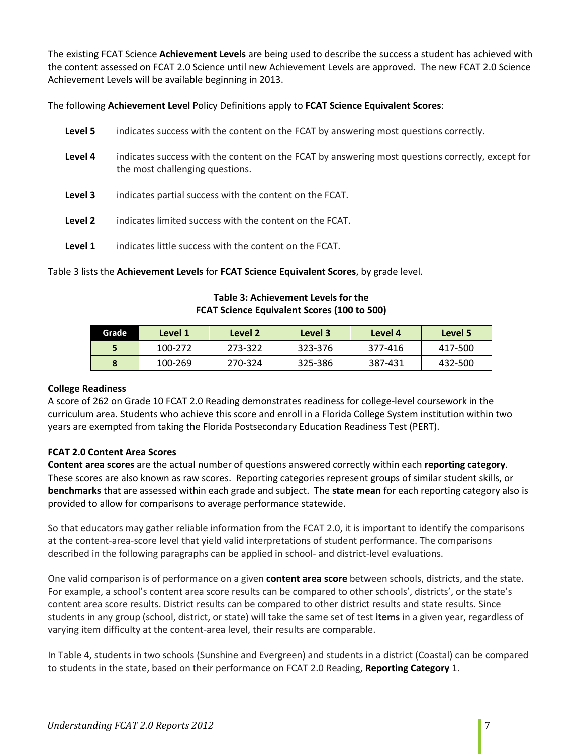The existing FCAT Science **Achievement Levels** are being used to describe the success a student has achieved with the content assessed on FCAT 2.0 Science until new Achievement Levels are approved. The new FCAT 2.0 Science Achievement Levels will be available beginning in 2013.

The following **Achievement Level** Policy Definitions apply to **FCAT Science Equivalent Scores**:

- **Level 5** indicates success with the content on the FCAT by answering most questions correctly.
- **Level 4** indicates success with the content on the FCAT by answering most questions correctly, except for the most challenging questions.
- **Level 3** indicates partial success with the content on the FCAT.
- **Level 2** indicates limited success with the content on the FCAT.
- **Level 1** indicates little success with the content on the FCAT.

Table 3 lists the **Achievement Levels** for **FCAT Science Equivalent Scores**, by grade level.

**Table 3: Achievement Levels for the FCAT Science Equivalent Scores (100 to 500)**

| Grade | Level 1 | Level 2 | Level 3 | Level 4 | Level 5 |
|---|---|---|---|---|---|
| 5 | 100-272 | 273-322 | 323-376 | 377-416 | 417-500 |
| 8 | 100-269 | 270-324 | 325-386 | 387-431 | 432-500 |

**College Readiness**

A score of 262 on Grade 10 FCAT 2.0 Reading demonstrates readiness for college-level coursework in the curriculum area. Students who achieve this score and enroll in a Florida College System institution within two years are exempted from taking the Florida Postsecondary Education Readiness Test (PERT).

**FCAT 2.0 Content Area Scores**

**Content area scores** are the actual number of questions answered correctly within each **reporting category**. These scores are also known as raw scores. Reporting categories represent groups of similar student skills, or **benchmarks** that are assessed within each grade and subject. The **state mean** for each reporting category also is provided to allow for comparisons to average performance statewide.

So that educators may gather reliable information from the FCAT 2.0, it is important to identify the comparisons at the content-area-score level that yield valid interpretations of student performance. The comparisons described in the following paragraphs can be applied in school- and district-level evaluations.

One valid comparison is of performance on a given **content area score** between schools, districts, and the state. For example, a school's content area score results can be compared to other schools', districts', or the state's content area score results. District results can be compared to other district results and state results. Since students in any group (school, district, or state) will take the same set of test **items** in a given year, regardless of varying item difficulty at the content-area level, their results are comparable.

In Table 4, students in two schools (Sunshine and Evergreen) and students in a district (Coastal) can be compared to students in the state, based on their performance on FCAT 2.0 Reading, **Reporting Category** 1.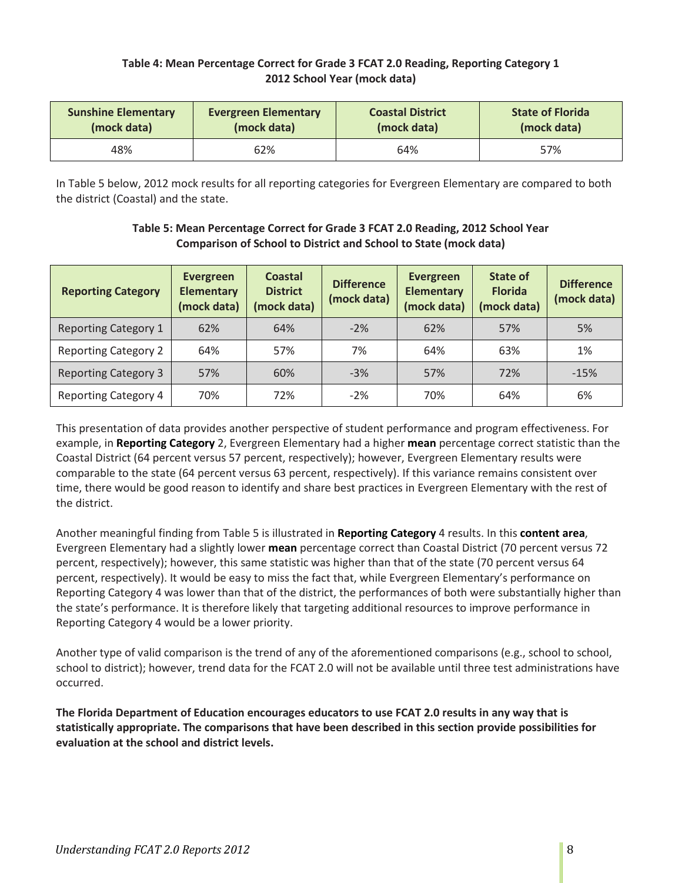**Table 4: Mean Percentage Correct for Grade 3 FCAT 2.0 Reading, Reporting Category 1**
**2012 School Year (mock data)**

| Sunshine Elementary (mock data) | Evergreen Elementary (mock data) | Coastal District (mock data) | State of Florida (mock data) |
|---|---|---|---|
| 48% | 62% | 64% | 57% |

In Table 5 below, 2012 mock results for all reporting categories for Evergreen Elementary are compared to both the district (Coastal) and the state.

**Table 5: Mean Percentage Correct for Grade 3 FCAT 2.0 Reading, 2012 School Year**
**Comparison of School to District and School to State (mock data)**

| Reporting Category | Evergreen Elementary (mock data) | Coastal District (mock data) | Difference (mock data) | Evergreen Elementary (mock data) | State of Florida (mock data) | Difference (mock data) |
|---|---|---|---|---|---|---|
| Reporting Category 1 | 62% | 64% | -2% | 62% | 57% | 5% |
| Reporting Category 2 | 64% | 57% | 7% | 64% | 63% | 1% |
| Reporting Category 3 | 57% | 60% | -3% | 57% | 72% | -15% |
| Reporting Category 4 | 70% | 72% | -2% | 70% | 64% | 6% |

This presentation of data provides another perspective of student performance and program effectiveness. For example, in **Reporting Category** 2, Evergreen Elementary had a higher **mean** percentage correct statistic than the Coastal District (64 percent versus 57 percent, respectively); however, Evergreen Elementary results were comparable to the state (64 percent versus 63 percent, respectively). If this variance remains consistent over time, there would be good reason to identify and share best practices in Evergreen Elementary with the rest of the district.

Another meaningful finding from Table 5 is illustrated in **Reporting Category** 4 results. In this **content area**, Evergreen Elementary had a slightly lower **mean** percentage correct than Coastal District (70 percent versus 72 percent, respectively); however, this same statistic was higher than that of the state (70 percent versus 64 percent, respectively). It would be easy to miss the fact that, while Evergreen Elementary's performance on Reporting Category 4 was lower than that of the district, the performances of both were substantially higher than the state's performance. It is therefore likely that targeting additional resources to improve performance in Reporting Category 4 would be a lower priority.

Another type of valid comparison is the trend of any of the aforementioned comparisons (e.g., school to school, school to district); however, trend data for the FCAT 2.0 will not be available until three test administrations have occurred.

**The Florida Department of Education encourages educators to use FCAT 2.0 results in any way that is statistically appropriate. The comparisons that have been described in this section provide possibilities for evaluation at the school and district levels.**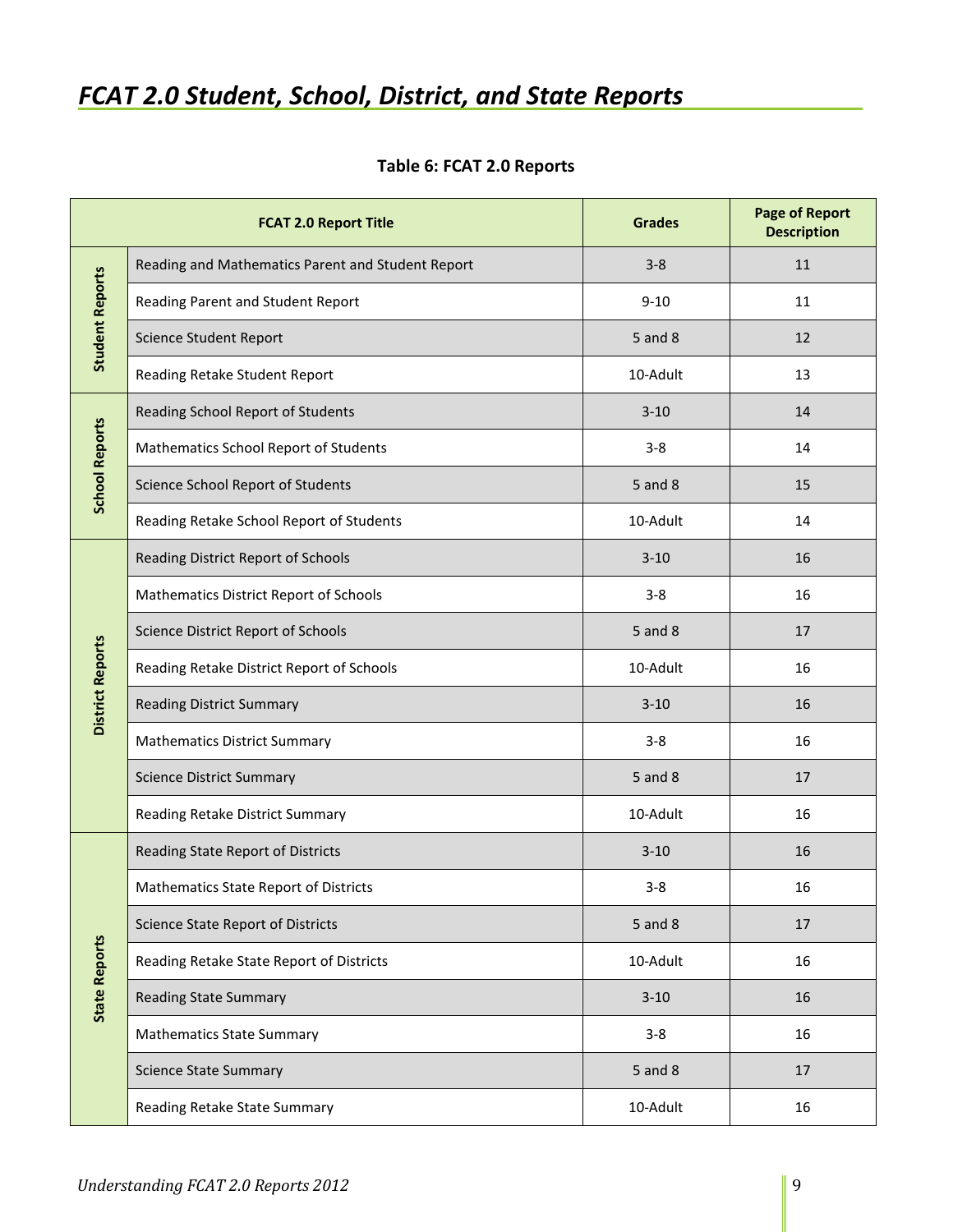# *FCAT 2.0 Student, School, District, and State Reports*

**Table 6: FCAT 2.0 Reports**

| | FCAT 2.0 Report Title | Grades | Page of Report Description |
|---|---|---|---|
| **Student Reports** | Reading and Mathematics Parent and Student Report | 3-8 | 11 |
| | Reading Parent and Student Report | 9-10 | 11 |
| | Science Student Report | 5 and 8 | 12 |
| | Reading Retake Student Report | 10-Adult | 13 |
| **School Reports** | Reading School Report of Students | 3-10 | 14 |
| | Mathematics School Report of Students | 3-8 | 14 |
| | Science School Report of Students | 5 and 8 | 15 |
| | Reading Retake School Report of Students | 10-Adult | 14 |
| **District Reports** | Reading District Report of Schools | 3-10 | 16 |
| | Mathematics District Report of Schools | 3-8 | 16 |
| | Science District Report of Schools | 5 and 8 | 17 |
| | Reading Retake District Report of Schools | 10-Adult | 16 |
| | Reading District Summary | 3-10 | 16 |
| | Mathematics District Summary | 3-8 | 16 |
| | Science District Summary | 5 and 8 | 17 |
| | Reading Retake District Summary | 10-Adult | 16 |
| **State Reports** | Reading State Report of Districts | 3-10 | 16 |
| | Mathematics State Report of Districts | 3-8 | 16 |
| | Science State Report of Districts | 5 and 8 | 17 |
| | Reading Retake State Report of Districts | 10-Adult | 16 |
| | Reading State Summary | 3-10 | 16 |
| | Mathematics State Summary | 3-8 | 16 |
| | Science State Summary | 5 and 8 | 17 |
| | Reading Retake State Summary | 10-Adult | 16 |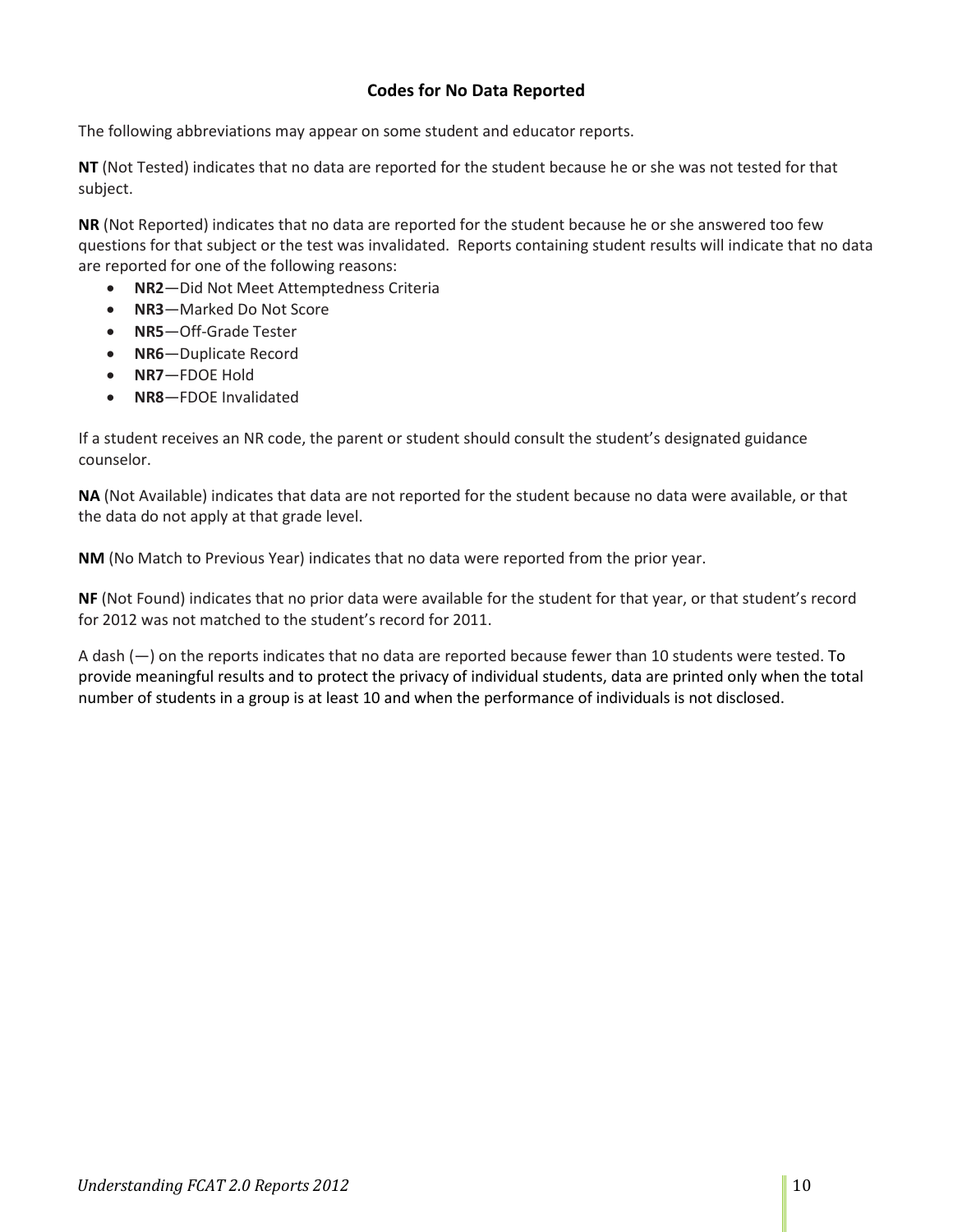## Codes for No Data Reported

The following abbreviations may appear on some student and educator reports.

**NT** (Not Tested) indicates that no data are reported for the student because he or she was not tested for that subject.

**NR** (Not Reported) indicates that no data are reported for the student because he or she answered too few questions for that subject or the test was invalidated. Reports containing student results will indicate that no data are reported for one of the following reasons:

- **NR2**—Did Not Meet Attemptedness Criteria
- **NR3**—Marked Do Not Score
- **NR5**—Off-Grade Tester
- **NR6**—Duplicate Record
- **NR7**—FDOE Hold
- **NR8**—FDOE Invalidated

If a student receives an NR code, the parent or student should consult the student's designated guidance counselor.

**NA** (Not Available) indicates that data are not reported for the student because no data were available, or that the data do not apply at that grade level.

**NM** (No Match to Previous Year) indicates that no data were reported from the prior year.

**NF** (Not Found) indicates that no prior data were available for the student for that year, or that student's record for 2012 was not matched to the student's record for 2011.

A dash (—) on the reports indicates that no data are reported because fewer than 10 students were tested. To provide meaningful results and to protect the privacy of individual students, data are printed only when the total number of students in a group is at least 10 and when the performance of individuals is not disclosed.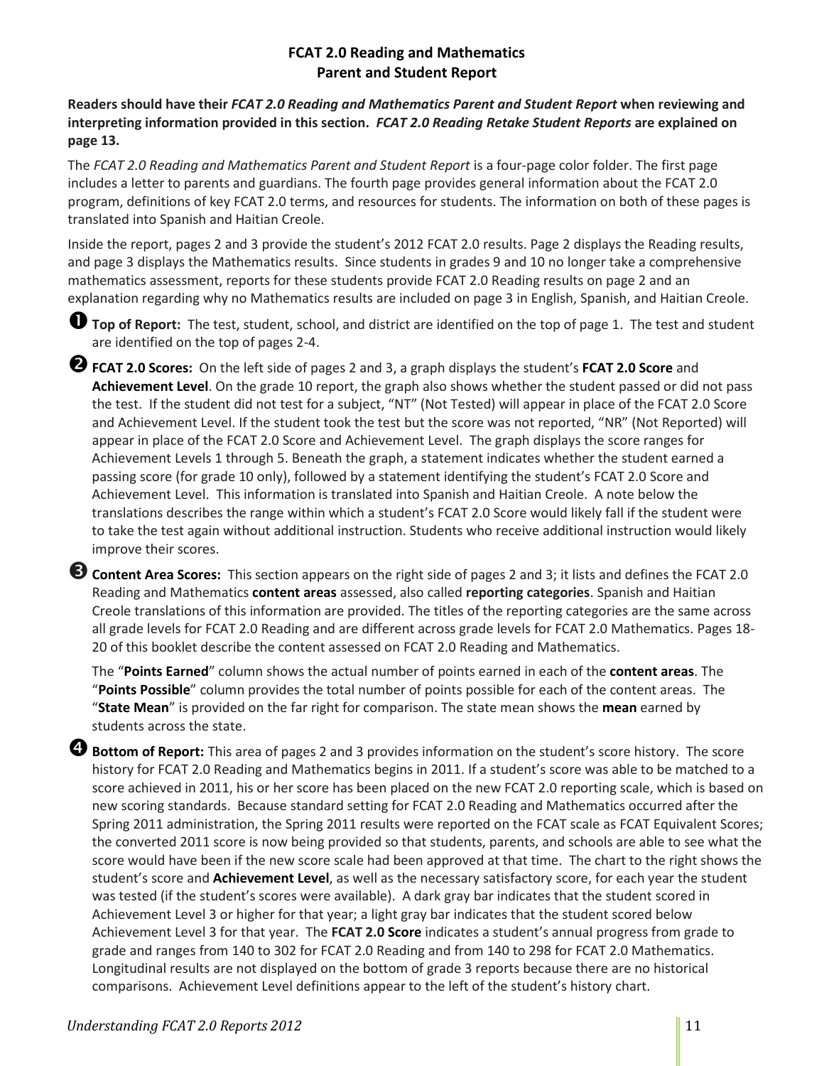## FCAT 2.0 Reading and Mathematics Parent and Student Report

**Readers should have their *FCAT 2.0 Reading and Mathematics Parent and Student Report* when reviewing and interpreting information provided in this section. *FCAT 2.0 Reading Retake Student Reports* are explained on page 13.**

The *FCAT 2.0 Reading and Mathematics Parent and Student Report* is a four-page color folder. The first page includes a letter to parents and guardians. The fourth page provides general information about the FCAT 2.0 program, definitions of key FCAT 2.0 terms, and resources for students. The information on both of these pages is translated into Spanish and Haitian Creole.

Inside the report, pages 2 and 3 provide the student's 2012 FCAT 2.0 results. Page 2 displays the Reading results, and page 3 displays the Mathematics results. Since students in grades 9 and 10 no longer take a comprehensive mathematics assessment, reports for these students provide FCAT 2.0 Reading results on page 2 and an explanation regarding why no Mathematics results are included on page 3 in English, Spanish, and Haitian Creole.

❶ **Top of Report:** The test, student, school, and district are identified on the top of page 1. The test and student are identified on the top of pages 2-4.

❷ **FCAT 2.0 Scores:** On the left side of pages 2 and 3, a graph displays the student's **FCAT 2.0 Score** and **Achievement Level**. On the grade 10 report, the graph also shows whether the student passed or did not pass the test. If the student did not test for a subject, "NT" (Not Tested) will appear in place of the FCAT 2.0 Score and Achievement Level. If the student took the test but the score was not reported, "NR" (Not Reported) will appear in place of the FCAT 2.0 Score and Achievement Level. The graph displays the score ranges for Achievement Levels 1 through 5. Beneath the graph, a statement indicates whether the student earned a passing score (for grade 10 only), followed by a statement identifying the student's FCAT 2.0 Score and Achievement Level. This information is translated into Spanish and Haitian Creole. A note below the translations describes the range within which a student's FCAT 2.0 Score would likely fall if the student were to take the test again without additional instruction. Students who receive additional instruction would likely improve their scores.

❸ **Content Area Scores:** This section appears on the right side of pages 2 and 3; it lists and defines the FCAT 2.0 Reading and Mathematics **content areas** assessed, also called **reporting categories**. Spanish and Haitian Creole translations of this information are provided. The titles of the reporting categories are the same across all grade levels for FCAT 2.0 Reading and are different across grade levels for FCAT 2.0 Mathematics. Pages 18-20 of this booklet describe the content assessed on FCAT 2.0 Reading and Mathematics.

The "**Points Earned**" column shows the actual number of points earned in each of the **content areas**. The "**Points Possible**" column provides the total number of points possible for each of the content areas. The "**State Mean**" is provided on the far right for comparison. The state mean shows the **mean** earned by students across the state.

❹ **Bottom of Report:** This area of pages 2 and 3 provides information on the student's score history. The score history for FCAT 2.0 Reading and Mathematics begins in 2011. If a student's score was able to be matched to a score achieved in 2011, his or her score has been placed on the new FCAT 2.0 reporting scale, which is based on new scoring standards. Because standard setting for FCAT 2.0 Reading and Mathematics occurred after the Spring 2011 administration, the Spring 2011 results were reported on the FCAT scale as FCAT Equivalent Scores; the converted 2011 score is now being provided so that students, parents, and schools are able to see what the score would have been if the new score scale had been approved at that time. The chart to the right shows the student's score and **Achievement Level**, as well as the necessary satisfactory score, for each year the student was tested (if the student's scores were available). A dark gray bar indicates that the student scored in Achievement Level 3 or higher for that year; a light gray bar indicates that the student scored below Achievement Level 3 for that year. The **FCAT 2.0 Score** indicates a student's annual progress from grade to grade and ranges from 140 to 302 for FCAT 2.0 Reading and from 140 to 298 for FCAT 2.0 Mathematics. Longitudinal results are not displayed on the bottom of grade 3 reports because there are no historical comparisons. Achievement Level definitions appear to the left of the student's history chart.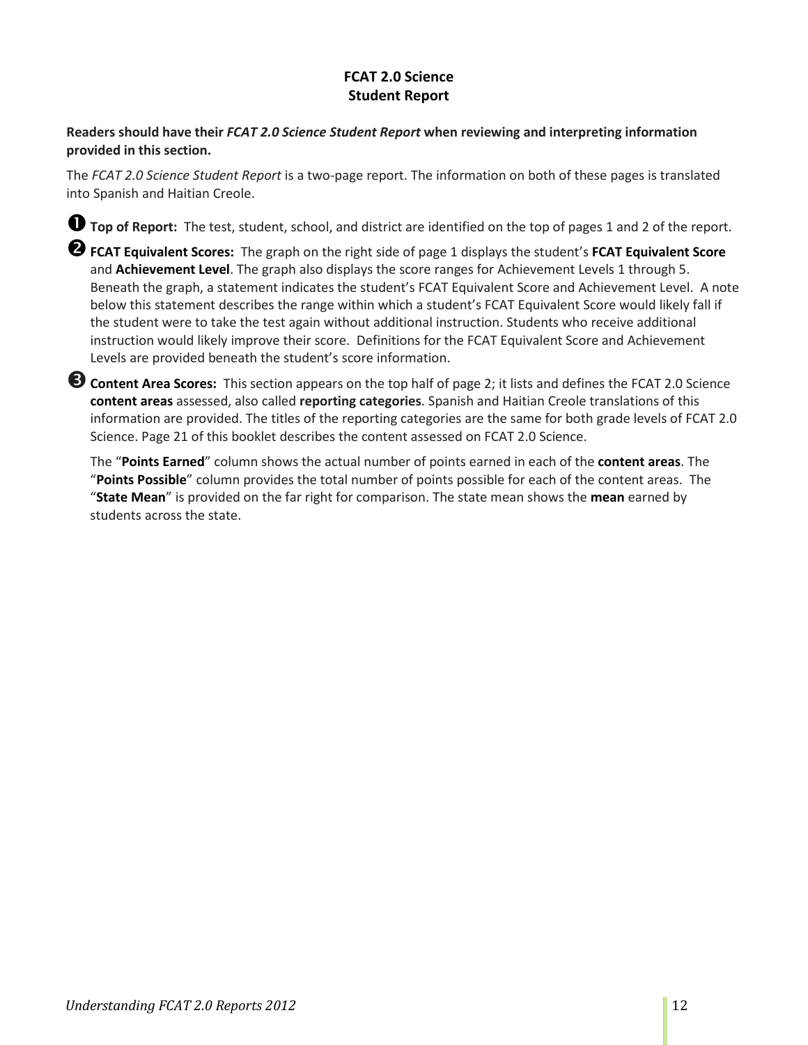## FCAT 2.0 Science
## Student Report

**Readers should have their *FCAT 2.0 Science Student Report* when reviewing and interpreting information provided in this section.**

The *FCAT 2.0 Science Student Report* is a two-page report. The information on both of these pages is translated into Spanish and Haitian Creole.

➊ **Top of Report:** The test, student, school, and district are identified on the top of pages 1 and 2 of the report.

➋ **FCAT Equivalent Scores:** The graph on the right side of page 1 displays the student's **FCAT Equivalent Score** and **Achievement Level**. The graph also displays the score ranges for Achievement Levels 1 through 5. Beneath the graph, a statement indicates the student's FCAT Equivalent Score and Achievement Level. A note below this statement describes the range within which a student's FCAT Equivalent Score would likely fall if the student were to take the test again without additional instruction. Students who receive additional instruction would likely improve their score. Definitions for the FCAT Equivalent Score and Achievement Levels are provided beneath the student's score information.

➌ **Content Area Scores:** This section appears on the top half of page 2; it lists and defines the FCAT 2.0 Science **content areas** assessed, also called **reporting categories**. Spanish and Haitian Creole translations of this information are provided. The titles of the reporting categories are the same for both grade levels of FCAT 2.0 Science. Page 21 of this booklet describes the content assessed on FCAT 2.0 Science.

The "**Points Earned**" column shows the actual number of points earned in each of the **content areas**. The "**Points Possible**" column provides the total number of points possible for each of the content areas. The "**State Mean**" is provided on the far right for comparison. The state mean shows the **mean** earned by students across the state.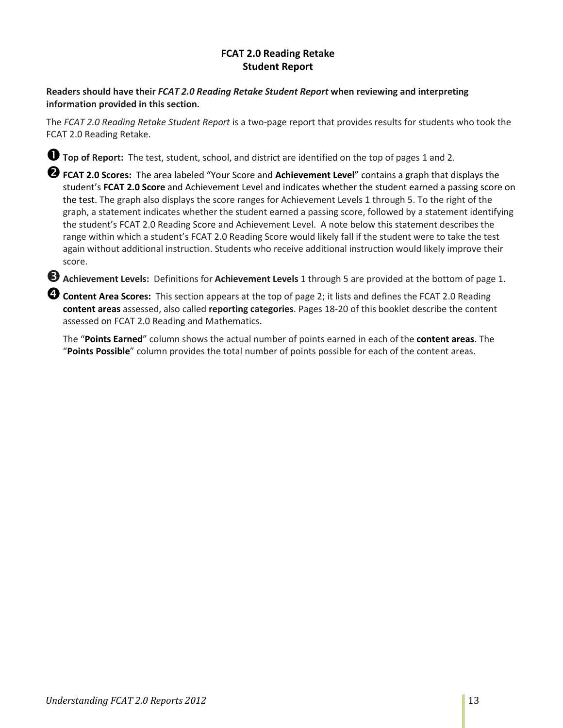# FCAT 2.0 Reading Retake
# Student Report

**Readers should have their *FCAT 2.0 Reading Retake Student Report* when reviewing and interpreting information provided in this section.**

The *FCAT 2.0 Reading Retake Student Report* is a two-page report that provides results for students who took the FCAT 2.0 Reading Retake.

➊ **Top of Report:** The test, student, school, and district are identified on the top of pages 1 and 2.

➋ **FCAT 2.0 Scores:** The area labeled "Your Score and **Achievement Level**" contains a graph that displays the student's **FCAT 2.0 Score** and Achievement Level and indicates whether the student earned a passing score on the test. The graph also displays the score ranges for Achievement Levels 1 through 5. To the right of the graph, a statement indicates whether the student earned a passing score, followed by a statement identifying the student's FCAT 2.0 Reading Score and Achievement Level. A note below this statement describes the range within which a student's FCAT 2.0 Reading Score would likely fall if the student were to take the test again without additional instruction. Students who receive additional instruction would likely improve their score.

➌ **Achievement Levels:** Definitions for **Achievement Levels** 1 through 5 are provided at the bottom of page 1.

➍ **Content Area Scores:** This section appears at the top of page 2; it lists and defines the FCAT 2.0 Reading **content areas** assessed, also called **reporting categories**. Pages 18-20 of this booklet describe the content assessed on FCAT 2.0 Reading and Mathematics.

The "**Points Earned**" column shows the actual number of points earned in each of the **content areas**. The "**Points Possible**" column provides the total number of points possible for each of the content areas.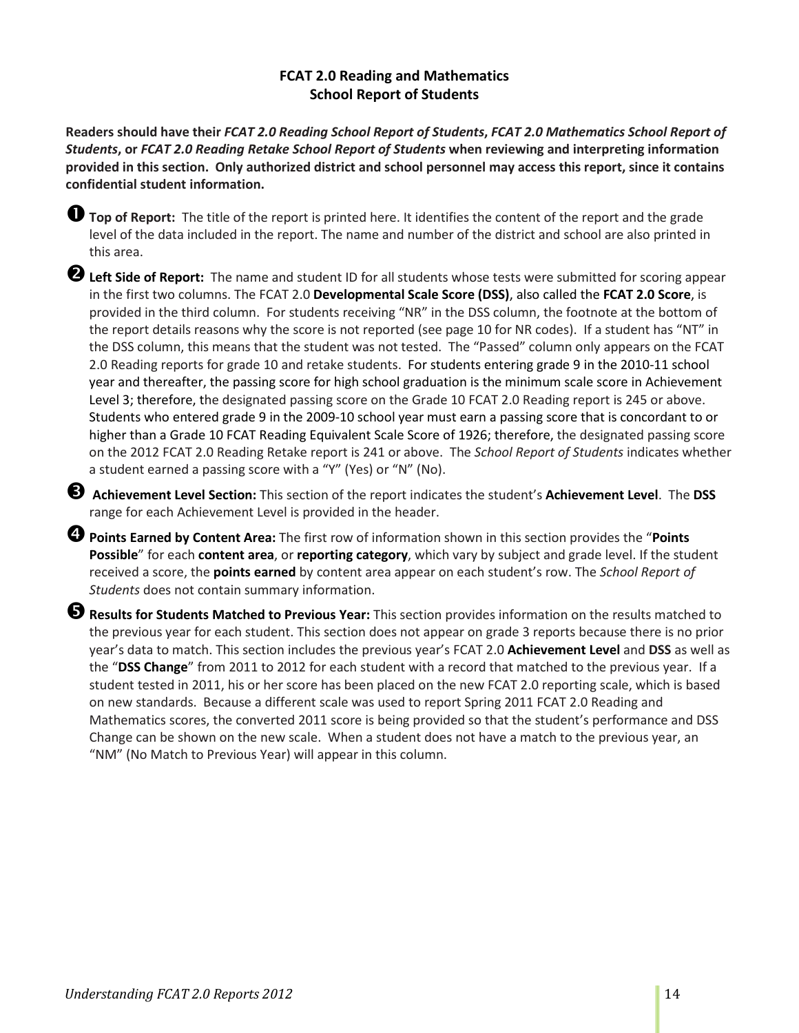## FCAT 2.0 Reading and Mathematics
## School Report of Students

**Readers should have their *FCAT 2.0 Reading School Report of Students*, *FCAT 2.0 Mathematics School Report of Students*, or *FCAT 2.0 Reading Retake School Report of Students* when reviewing and interpreting information provided in this section. Only authorized district and school personnel may access this report, since it contains confidential student information.**

➊ **Top of Report:** The title of the report is printed here. It identifies the content of the report and the grade level of the data included in the report. The name and number of the district and school are also printed in this area.

➋ **Left Side of Report:** The name and student ID for all students whose tests were submitted for scoring appear in the first two columns. The FCAT 2.0 **Developmental Scale Score (DSS)**, also called the **FCAT 2.0 Score**, is provided in the third column. For students receiving "NR" in the DSS column, the footnote at the bottom of the report details reasons why the score is not reported (see page 10 for NR codes). If a student has "NT" in the DSS column, this means that the student was not tested. The "Passed" column only appears on the FCAT 2.0 Reading reports for grade 10 and retake students. For students entering grade 9 in the 2010-11 school year and thereafter, the passing score for high school graduation is the minimum scale score in Achievement Level 3; therefore, the designated passing score on the Grade 10 FCAT 2.0 Reading report is 245 or above. Students who entered grade 9 in the 2009-10 school year must earn a passing score that is concordant to or higher than a Grade 10 FCAT Reading Equivalent Scale Score of 1926; therefore, the designated passing score on the 2012 FCAT 2.0 Reading Retake report is 241 or above. The *School Report of Students* indicates whether a student earned a passing score with a "Y" (Yes) or "N" (No).

➌ **Achievement Level Section:** This section of the report indicates the student's **Achievement Level**. The **DSS** range for each Achievement Level is provided in the header.

➍ **Points Earned by Content Area:** The first row of information shown in this section provides the "**Points Possible**" for each **content area**, or **reporting category**, which vary by subject and grade level. If the student received a score, the **points earned** by content area appear on each student's row. The *School Report of Students* does not contain summary information.

➎ **Results for Students Matched to Previous Year:** This section provides information on the results matched to the previous year for each student. This section does not appear on grade 3 reports because there is no prior year's data to match. This section includes the previous year's FCAT 2.0 **Achievement Level** and **DSS** as well as the "**DSS Change**" from 2011 to 2012 for each student with a record that matched to the previous year. If a student tested in 2011, his or her score has been placed on the new FCAT 2.0 reporting scale, which is based on new standards. Because a different scale was used to report Spring 2011 FCAT 2.0 Reading and Mathematics scores, the converted 2011 score is being provided so that the student's performance and DSS Change can be shown on the new scale. When a student does not have a match to the previous year, an "NM" (No Match to Previous Year) will appear in this column.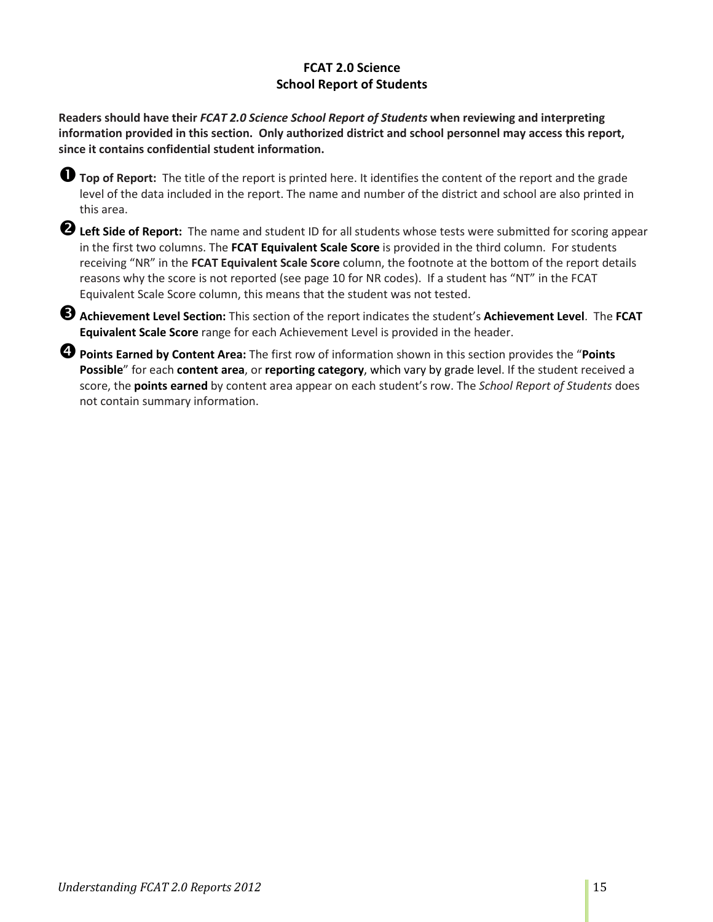## FCAT 2.0 Science
## School Report of Students

**Readers should have their *FCAT 2.0 Science School Report of Students* when reviewing and interpreting information provided in this section. Only authorized district and school personnel may access this report, since it contains confidential student information.**

➊ **Top of Report:** The title of the report is printed here. It identifies the content of the report and the grade level of the data included in the report. The name and number of the district and school are also printed in this area.

➋ **Left Side of Report:** The name and student ID for all students whose tests were submitted for scoring appear in the first two columns. The **FCAT Equivalent Scale Score** is provided in the third column. For students receiving "NR" in the **FCAT Equivalent Scale Score** column, the footnote at the bottom of the report details reasons why the score is not reported (see page 10 for NR codes). If a student has "NT" in the FCAT Equivalent Scale Score column, this means that the student was not tested.

➌ **Achievement Level Section:** This section of the report indicates the student's **Achievement Level**. The **FCAT Equivalent Scale Score** range for each Achievement Level is provided in the header.

➍ **Points Earned by Content Area:** The first row of information shown in this section provides the "**Points Possible**" for each **content area**, or **reporting category**, which vary by grade level. If the student received a score, the **points earned** by content area appear on each student's row. The *School Report of Students* does not contain summary information.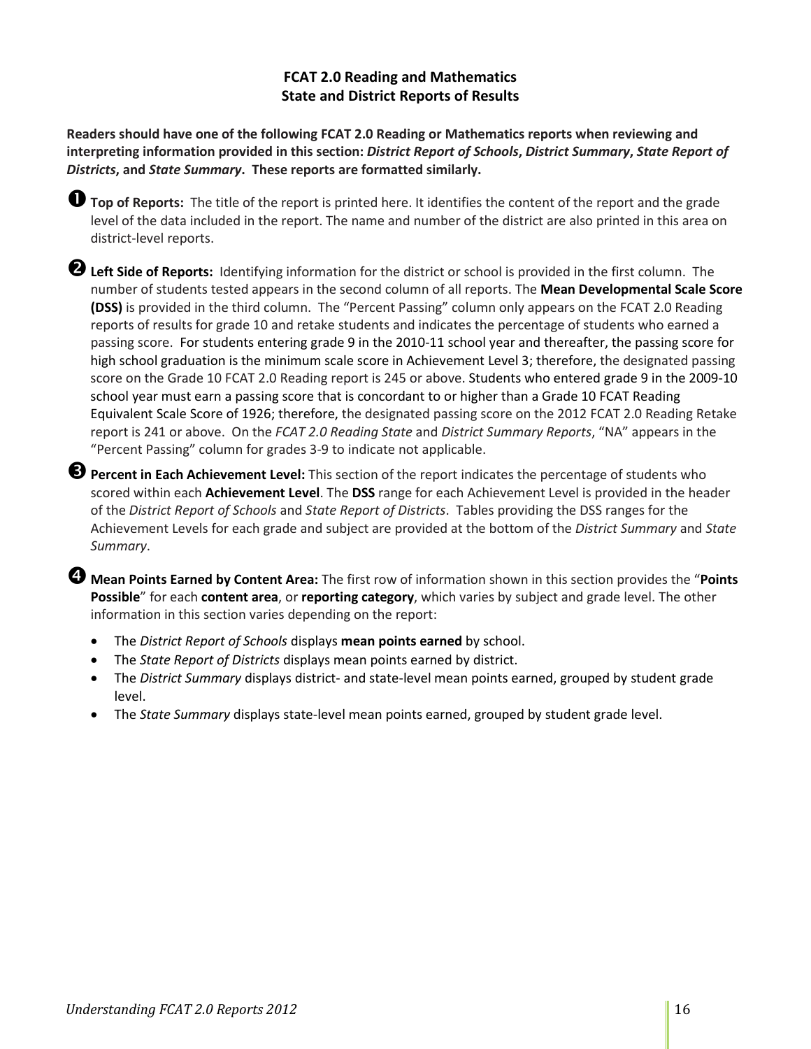# FCAT 2.0 Reading and Mathematics
# State and District Reports of Results

**Readers should have one of the following FCAT 2.0 Reading or Mathematics reports when reviewing and interpreting information provided in this section: *District Report of Schools*, *District Summary*, *State Report of Districts*, and *State Summary*. These reports are formatted similarly.**

➊ **Top of Reports:** The title of the report is printed here. It identifies the content of the report and the grade level of the data included in the report. The name and number of the district are also printed in this area on district-level reports.

➋ **Left Side of Reports:** Identifying information for the district or school is provided in the first column. The number of students tested appears in the second column of all reports. The **Mean Developmental Scale Score (DSS)** is provided in the third column. The "Percent Passing" column only appears on the FCAT 2.0 Reading reports of results for grade 10 and retake students and indicates the percentage of students who earned a passing score. For students entering grade 9 in the 2010-11 school year and thereafter, the passing score for high school graduation is the minimum scale score in Achievement Level 3; therefore, the designated passing score on the Grade 10 FCAT 2.0 Reading report is 245 or above. Students who entered grade 9 in the 2009-10 school year must earn a passing score that is concordant to or higher than a Grade 10 FCAT Reading Equivalent Scale Score of 1926; therefore, the designated passing score on the 2012 FCAT 2.0 Reading Retake report is 241 or above. On the *FCAT 2.0 Reading State* and *District Summary Reports*, "NA" appears in the "Percent Passing" column for grades 3-9 to indicate not applicable.

➌ **Percent in Each Achievement Level:** This section of the report indicates the percentage of students who scored within each **Achievement Level**. The **DSS** range for each Achievement Level is provided in the header of the *District Report of Schools* and *State Report of Districts*. Tables providing the DSS ranges for the Achievement Levels for each grade and subject are provided at the bottom of the *District Summary* and *State Summary*.

➍ **Mean Points Earned by Content Area:** The first row of information shown in this section provides the "**Points Possible**" for each **content area**, or **reporting category**, which varies by subject and grade level. The other information in this section varies depending on the report:

- The *District Report of Schools* displays **mean points earned** by school.
- The *State Report of Districts* displays mean points earned by district.
- The *District Summary* displays district- and state-level mean points earned, grouped by student grade level.
- The *State Summary* displays state-level mean points earned, grouped by student grade level.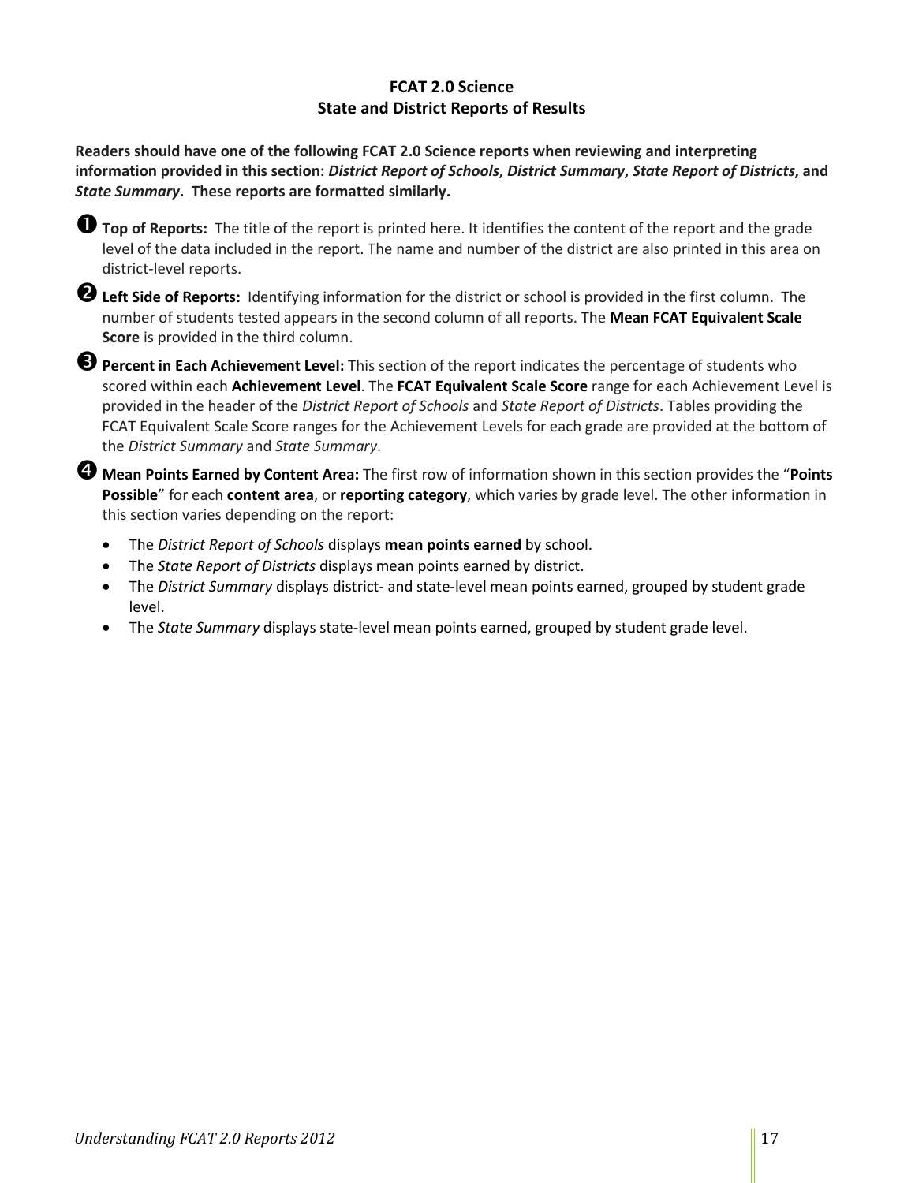## FCAT 2.0 Science
## State and District Reports of Results

**Readers should have one of the following FCAT 2.0 Science reports when reviewing and interpreting information provided in this section: *District Report of Schools*, *District Summary*, *State Report of Districts*, and *State Summary*. These reports are formatted similarly.**

❶ **Top of Reports:** The title of the report is printed here. It identifies the content of the report and the grade level of the data included in the report. The name and number of the district are also printed in this area on district-level reports.

❷ **Left Side of Reports:** Identifying information for the district or school is provided in the first column. The number of students tested appears in the second column of all reports. The **Mean FCAT Equivalent Scale Score** is provided in the third column.

❸ **Percent in Each Achievement Level:** This section of the report indicates the percentage of students who scored within each **Achievement Level**. The **FCAT Equivalent Scale Score** range for each Achievement Level is provided in the header of the *District Report of Schools* and *State Report of Districts*. Tables providing the FCAT Equivalent Scale Score ranges for the Achievement Levels for each grade are provided at the bottom of the *District Summary* and *State Summary*.

❹ **Mean Points Earned by Content Area:** The first row of information shown in this section provides the "**Points Possible**" for each **content area**, or **reporting category**, which varies by grade level. The other information in this section varies depending on the report:

- The *District Report of Schools* displays **mean points earned** by school.
- The *State Report of Districts* displays mean points earned by district.
- The *District Summary* displays district- and state-level mean points earned, grouped by student grade level.
- The *State Summary* displays state-level mean points earned, grouped by student grade level.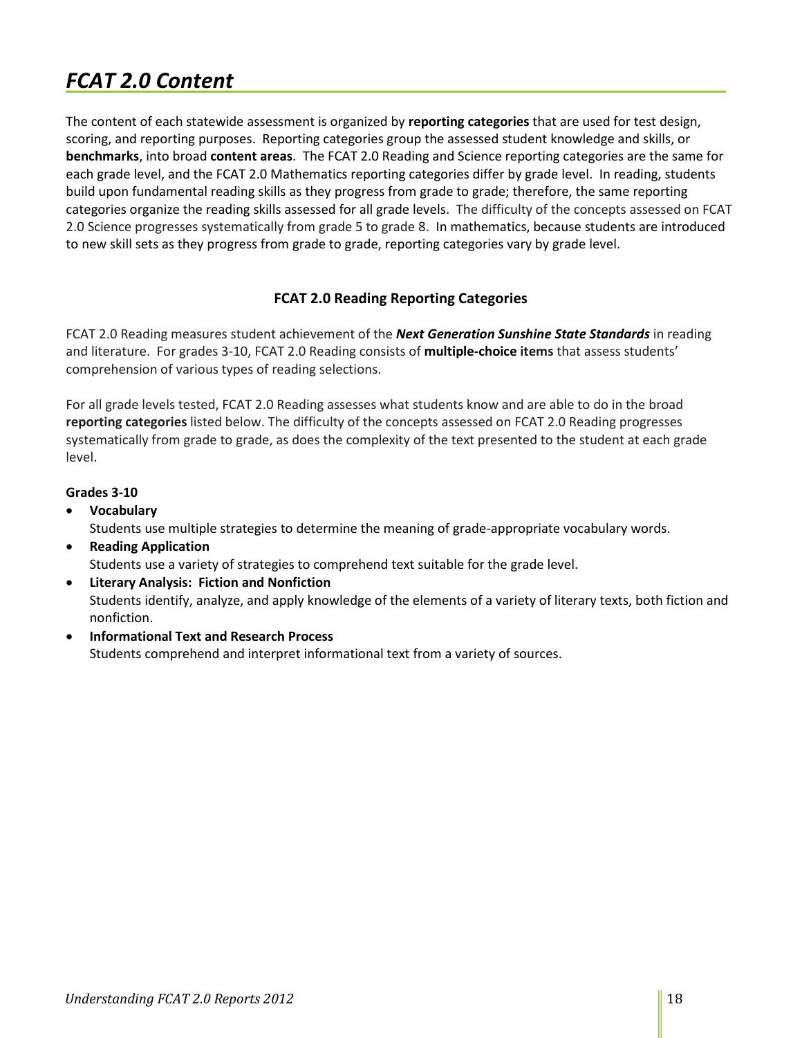# *FCAT 2.0 Content*

The content of each statewide assessment is organized by **reporting categories** that are used for test design, scoring, and reporting purposes. Reporting categories group the assessed student knowledge and skills, or **benchmarks**, into broad **content areas**. The FCAT 2.0 Reading and Science reporting categories are the same for each grade level, and the FCAT 2.0 Mathematics reporting categories differ by grade level. In reading, students build upon fundamental reading skills as they progress from grade to grade; therefore, the same reporting categories organize the reading skills assessed for all grade levels. The difficulty of the concepts assessed on FCAT 2.0 Science progresses systematically from grade 5 to grade 8. In mathematics, because students are introduced to new skill sets as they progress from grade to grade, reporting categories vary by grade level.

### FCAT 2.0 Reading Reporting Categories

FCAT 2.0 Reading measures student achievement of the ***Next Generation Sunshine State Standards*** in reading and literature. For grades 3-10, FCAT 2.0 Reading consists of **multiple-choice items** that assess students' comprehension of various types of reading selections.

For all grade levels tested, FCAT 2.0 Reading assesses what students know and are able to do in the broad **reporting categories** listed below. The difficulty of the concepts assessed on FCAT 2.0 Reading progresses systematically from grade to grade, as does the complexity of the text presented to the student at each grade level.

**Grades 3-10**

- **Vocabulary**
  Students use multiple strategies to determine the meaning of grade-appropriate vocabulary words.
- **Reading Application**
  Students use a variety of strategies to comprehend text suitable for the grade level.
- **Literary Analysis: Fiction and Nonfiction**
  Students identify, analyze, and apply knowledge of the elements of a variety of literary texts, both fiction and nonfiction.
- **Informational Text and Research Process**
  Students comprehend and interpret informational text from a variety of sources.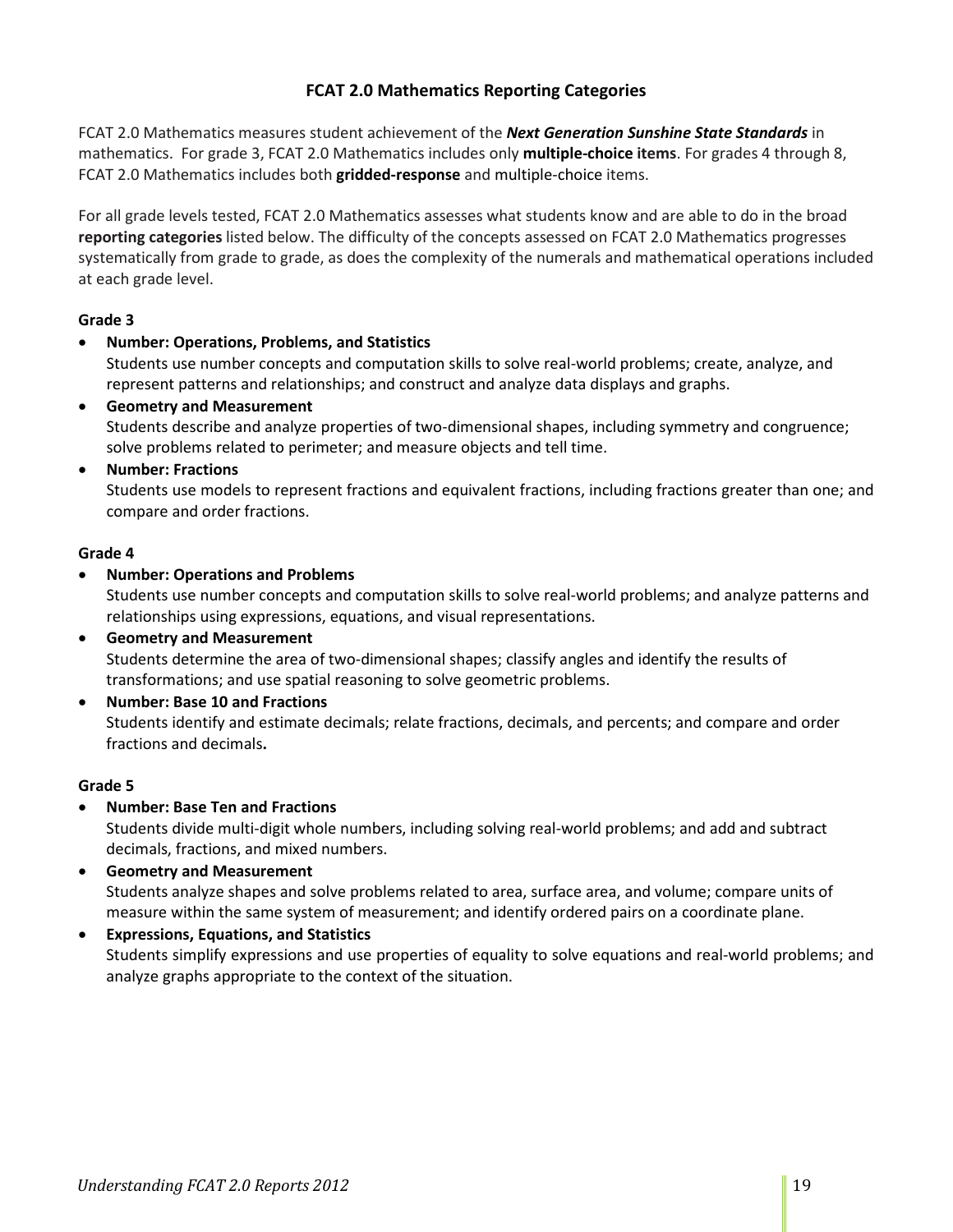## FCAT 2.0 Mathematics Reporting Categories

FCAT 2.0 Mathematics measures student achievement of the ***Next Generation Sunshine State Standards*** in mathematics. For grade 3, FCAT 2.0 Mathematics includes only **multiple-choice items**. For grades 4 through 8, FCAT 2.0 Mathematics includes both **gridded-response** and multiple-choice items.

For all grade levels tested, FCAT 2.0 Mathematics assesses what students know and are able to do in the broad **reporting categories** listed below. The difficulty of the concepts assessed on FCAT 2.0 Mathematics progresses systematically from grade to grade, as does the complexity of the numerals and mathematical operations included at each grade level.

### Grade 3

- **Number: Operations, Problems, and Statistics**
  Students use number concepts and computation skills to solve real-world problems; create, analyze, and represent patterns and relationships; and construct and analyze data displays and graphs.
- **Geometry and Measurement**
  Students describe and analyze properties of two-dimensional shapes, including symmetry and congruence; solve problems related to perimeter; and measure objects and tell time.
- **Number: Fractions**
  Students use models to represent fractions and equivalent fractions, including fractions greater than one; and compare and order fractions.

### Grade 4

- **Number: Operations and Problems**
  Students use number concepts and computation skills to solve real-world problems; and analyze patterns and relationships using expressions, equations, and visual representations.
- **Geometry and Measurement**
  Students determine the area of two-dimensional shapes; classify angles and identify the results of transformations; and use spatial reasoning to solve geometric problems.
- **Number: Base 10 and Fractions**
  Students identify and estimate decimals; relate fractions, decimals, and percents; and compare and order fractions and decimals**.**

### Grade 5

- **Number: Base Ten and Fractions**
  Students divide multi-digit whole numbers, including solving real-world problems; and add and subtract decimals, fractions, and mixed numbers.
- **Geometry and Measurement**
  Students analyze shapes and solve problems related to area, surface area, and volume; compare units of measure within the same system of measurement; and identify ordered pairs on a coordinate plane.
- **Expressions, Equations, and Statistics**
  Students simplify expressions and use properties of equality to solve equations and real-world problems; and analyze graphs appropriate to the context of the situation.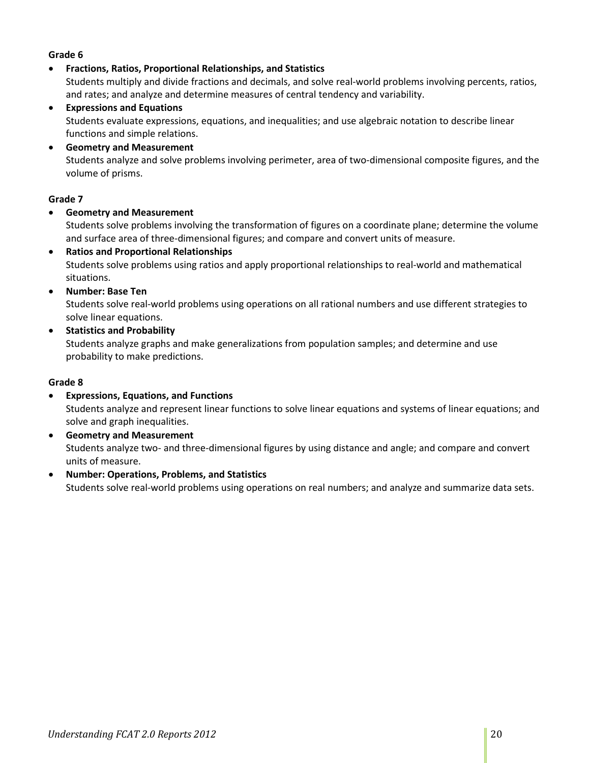**Grade 6**

- **Fractions, Ratios, Proportional Relationships, and Statistics**
  Students multiply and divide fractions and decimals, and solve real-world problems involving percents, ratios, and rates; and analyze and determine measures of central tendency and variability.
- **Expressions and Equations**
  Students evaluate expressions, equations, and inequalities; and use algebraic notation to describe linear functions and simple relations.
- **Geometry and Measurement**
  Students analyze and solve problems involving perimeter, area of two-dimensional composite figures, and the volume of prisms.

**Grade 7**

- **Geometry and Measurement**
  Students solve problems involving the transformation of figures on a coordinate plane; determine the volume and surface area of three-dimensional figures; and compare and convert units of measure.
- **Ratios and Proportional Relationships**
  Students solve problems using ratios and apply proportional relationships to real-world and mathematical situations.
- **Number: Base Ten**
  Students solve real-world problems using operations on all rational numbers and use different strategies to solve linear equations.
- **Statistics and Probability**
  Students analyze graphs and make generalizations from population samples; and determine and use probability to make predictions.

**Grade 8**

- **Expressions, Equations, and Functions**
  Students analyze and represent linear functions to solve linear equations and systems of linear equations; and solve and graph inequalities.
- **Geometry and Measurement**
  Students analyze two- and three-dimensional figures by using distance and angle; and compare and convert units of measure.
- **Number: Operations, Problems, and Statistics**
  Students solve real-world problems using operations on real numbers; and analyze and summarize data sets.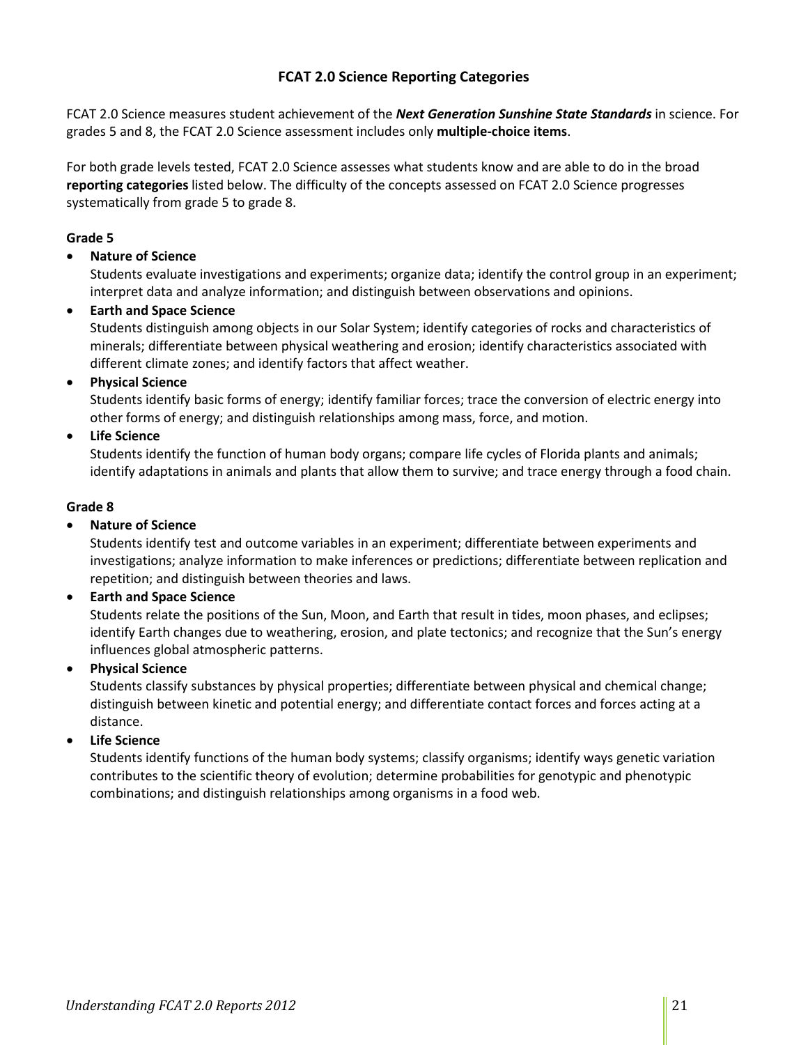# FCAT 2.0 Science Reporting Categories

FCAT 2.0 Science measures student achievement of the ***Next Generation Sunshine State Standards*** in science. For grades 5 and 8, the FCAT 2.0 Science assessment includes only **multiple-choice items**.

For both grade levels tested, FCAT 2.0 Science assesses what students know and are able to do in the broad **reporting categories** listed below. The difficulty of the concepts assessed on FCAT 2.0 Science progresses systematically from grade 5 to grade 8.

### Grade 5

- **Nature of Science**
  Students evaluate investigations and experiments; organize data; identify the control group in an experiment; interpret data and analyze information; and distinguish between observations and opinions.
- **Earth and Space Science**
  Students distinguish among objects in our Solar System; identify categories of rocks and characteristics of minerals; differentiate between physical weathering and erosion; identify characteristics associated with different climate zones; and identify factors that affect weather.
- **Physical Science**
  Students identify basic forms of energy; identify familiar forces; trace the conversion of electric energy into other forms of energy; and distinguish relationships among mass, force, and motion.
- **Life Science**
  Students identify the function of human body organs; compare life cycles of Florida plants and animals; identify adaptations in animals and plants that allow them to survive; and trace energy through a food chain.

### Grade 8

- **Nature of Science**
  Students identify test and outcome variables in an experiment; differentiate between experiments and investigations; analyze information to make inferences or predictions; differentiate between replication and repetition; and distinguish between theories and laws.
- **Earth and Space Science**
  Students relate the positions of the Sun, Moon, and Earth that result in tides, moon phases, and eclipses; identify Earth changes due to weathering, erosion, and plate tectonics; and recognize that the Sun's energy influences global atmospheric patterns.
- **Physical Science**
  Students classify substances by physical properties; differentiate between physical and chemical change; distinguish between kinetic and potential energy; and differentiate contact forces and forces acting at a distance.
- **Life Science**
  Students identify functions of the human body systems; classify organisms; identify ways genetic variation contributes to the scientific theory of evolution; determine probabilities for genotypic and phenotypic combinations; and distinguish relationships among organisms in a food web.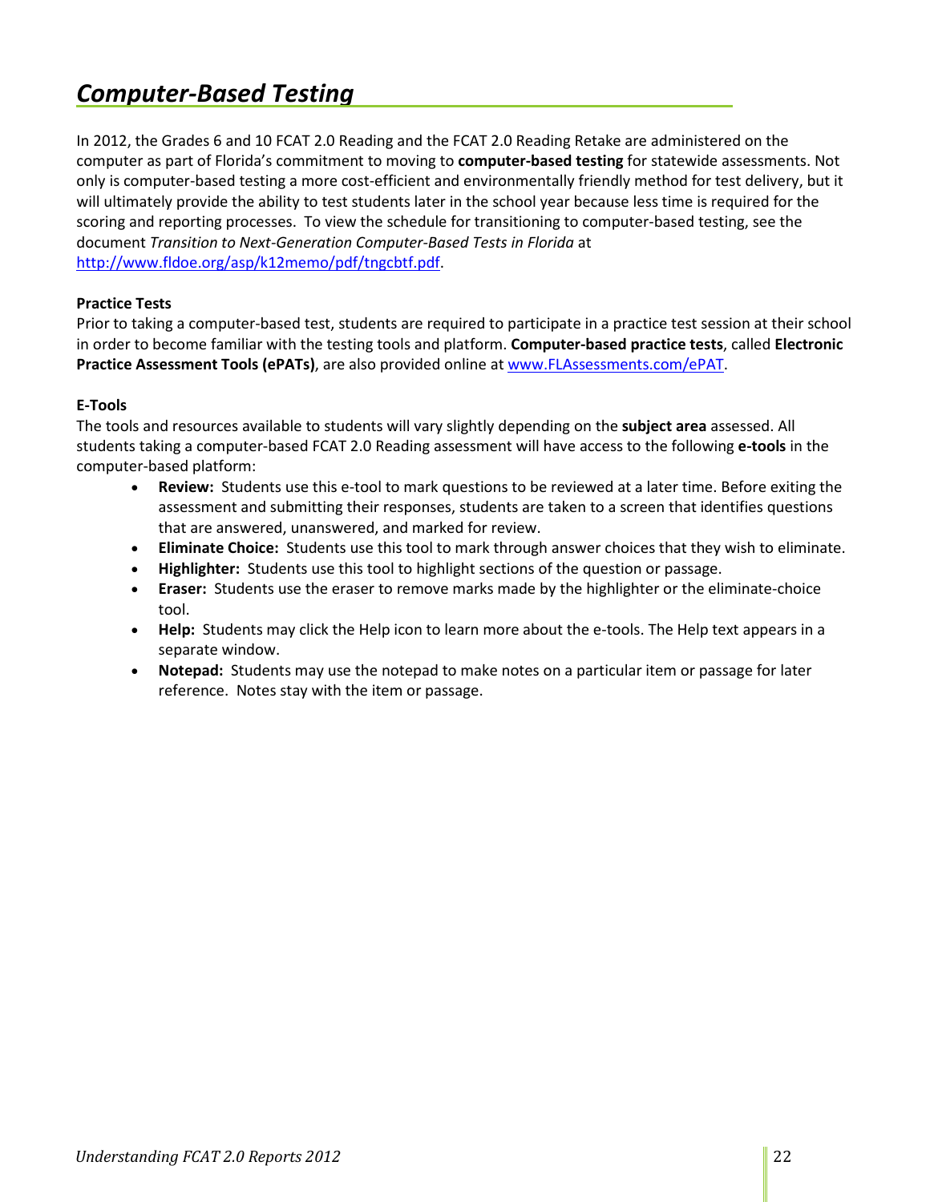## *Computer-Based Testing*

In 2012, the Grades 6 and 10 FCAT 2.0 Reading and the FCAT 2.0 Reading Retake are administered on the computer as part of Florida's commitment to moving to **computer-based testing** for statewide assessments. Not only is computer-based testing a more cost-efficient and environmentally friendly method for test delivery, but it will ultimately provide the ability to test students later in the school year because less time is required for the scoring and reporting processes. To view the schedule for transitioning to computer-based testing, see the document *Transition to Next-Generation Computer-Based Tests in Florida* at http://www.fldoe.org/asp/k12memo/pdf/tngcbtf.pdf.

**Practice Tests**

Prior to taking a computer-based test, students are required to participate in a practice test session at their school in order to become familiar with the testing tools and platform. **Computer-based practice tests**, called **Electronic Practice Assessment Tools (ePATs)**, are also provided online at www.FLAssessments.com/ePAT.

**E-Tools**

The tools and resources available to students will vary slightly depending on the **subject area** assessed. All students taking a computer-based FCAT 2.0 Reading assessment will have access to the following **e-tools** in the computer-based platform:

- **Review:** Students use this e-tool to mark questions to be reviewed at a later time. Before exiting the assessment and submitting their responses, students are taken to a screen that identifies questions that are answered, unanswered, and marked for review.
- **Eliminate Choice:** Students use this tool to mark through answer choices that they wish to eliminate.
- **Highlighter:** Students use this tool to highlight sections of the question or passage.
- **Eraser:** Students use the eraser to remove marks made by the highlighter or the eliminate-choice tool.
- **Help:** Students may click the Help icon to learn more about the e-tools. The Help text appears in a separate window.
- **Notepad:** Students may use the notepad to make notes on a particular item or passage for later reference. Notes stay with the item or passage.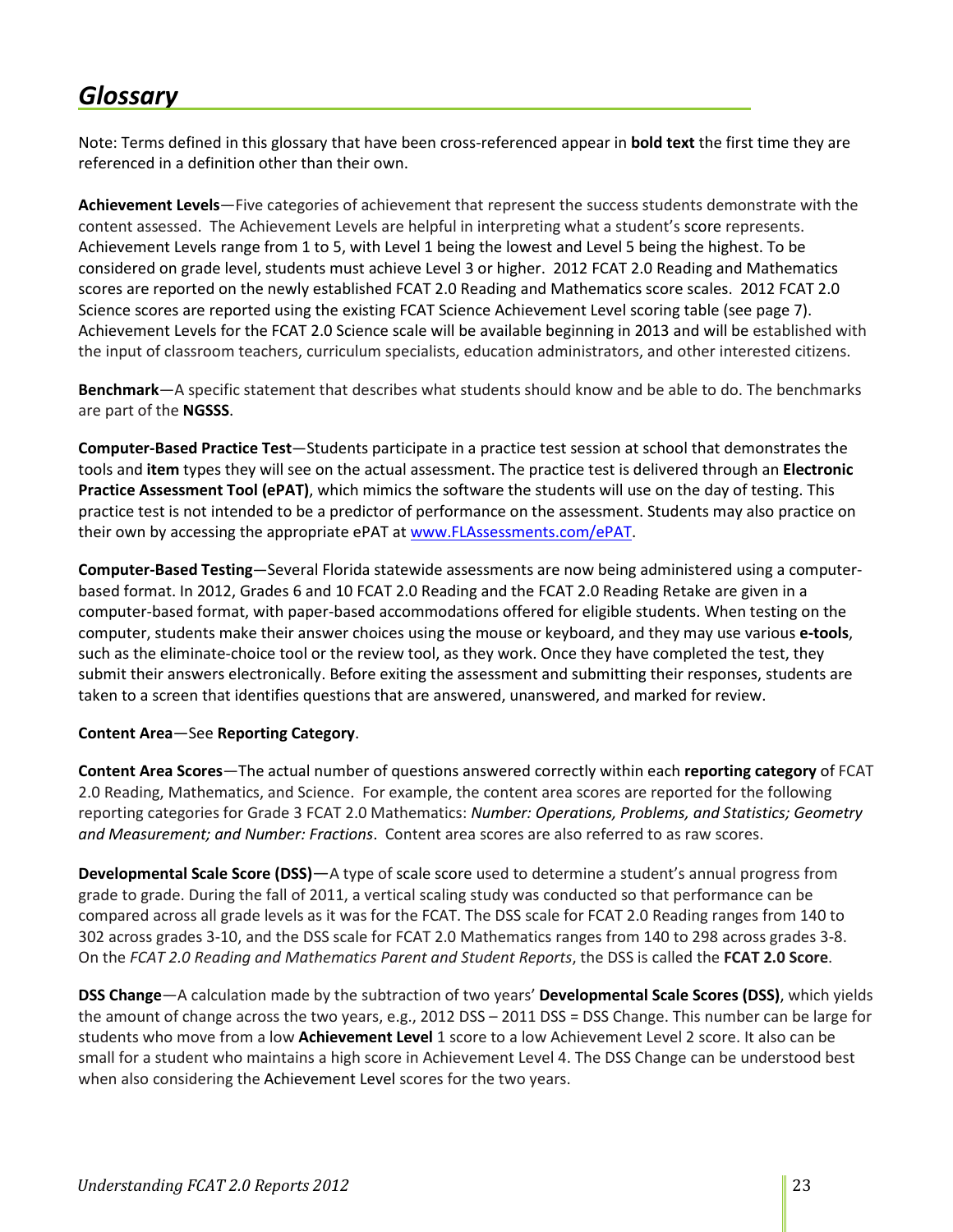# *Glossary*

Note: Terms defined in this glossary that have been cross-referenced appear in **bold text** the first time they are referenced in a definition other than their own.

**Achievement Levels**—Five categories of achievement that represent the success students demonstrate with the content assessed. The Achievement Levels are helpful in interpreting what a student's score represents. Achievement Levels range from 1 to 5, with Level 1 being the lowest and Level 5 being the highest. To be considered on grade level, students must achieve Level 3 or higher. 2012 FCAT 2.0 Reading and Mathematics scores are reported on the newly established FCAT 2.0 Reading and Mathematics score scales. 2012 FCAT 2.0 Science scores are reported using the existing FCAT Science Achievement Level scoring table (see page 7). Achievement Levels for the FCAT 2.0 Science scale will be available beginning in 2013 and will be established with the input of classroom teachers, curriculum specialists, education administrators, and other interested citizens.

**Benchmark**—A specific statement that describes what students should know and be able to do. The benchmarks are part of the **NGSSS**.

**Computer-Based Practice Test**—Students participate in a practice test session at school that demonstrates the tools and **item** types they will see on the actual assessment. The practice test is delivered through an **Electronic Practice Assessment Tool (ePAT)**, which mimics the software the students will use on the day of testing. This practice test is not intended to be a predictor of performance on the assessment. Students may also practice on their own by accessing the appropriate ePAT at www.FLAssessments.com/ePAT.

**Computer-Based Testing**—Several Florida statewide assessments are now being administered using a computer-based format. In 2012, Grades 6 and 10 FCAT 2.0 Reading and the FCAT 2.0 Reading Retake are given in a computer-based format, with paper-based accommodations offered for eligible students. When testing on the computer, students make their answer choices using the mouse or keyboard, and they may use various **e-tools**, such as the eliminate-choice tool or the review tool, as they work. Once they have completed the test, they submit their answers electronically. Before exiting the assessment and submitting their responses, students are taken to a screen that identifies questions that are answered, unanswered, and marked for review.

**Content Area**—See **Reporting Category**.

**Content Area Scores**—The actual number of questions answered correctly within each **reporting category** of FCAT 2.0 Reading, Mathematics, and Science. For example, the content area scores are reported for the following reporting categories for Grade 3 FCAT 2.0 Mathematics: *Number: Operations, Problems, and Statistics; Geometry and Measurement; and Number: Fractions*. Content area scores are also referred to as raw scores.

**Developmental Scale Score (DSS)**—A type of scale score used to determine a student's annual progress from grade to grade. During the fall of 2011, a vertical scaling study was conducted so that performance can be compared across all grade levels as it was for the FCAT. The DSS scale for FCAT 2.0 Reading ranges from 140 to 302 across grades 3-10, and the DSS scale for FCAT 2.0 Mathematics ranges from 140 to 298 across grades 3-8. On the *FCAT 2.0 Reading and Mathematics Parent and Student Reports*, the DSS is called the **FCAT 2.0 Score**.

**DSS Change**—A calculation made by the subtraction of two years' **Developmental Scale Scores (DSS)**, which yields the amount of change across the two years, e.g., 2012 DSS – 2011 DSS = DSS Change. This number can be large for students who move from a low **Achievement Level** 1 score to a low Achievement Level 2 score. It also can be small for a student who maintains a high score in Achievement Level 4. The DSS Change can be understood best when also considering the Achievement Level scores for the two years.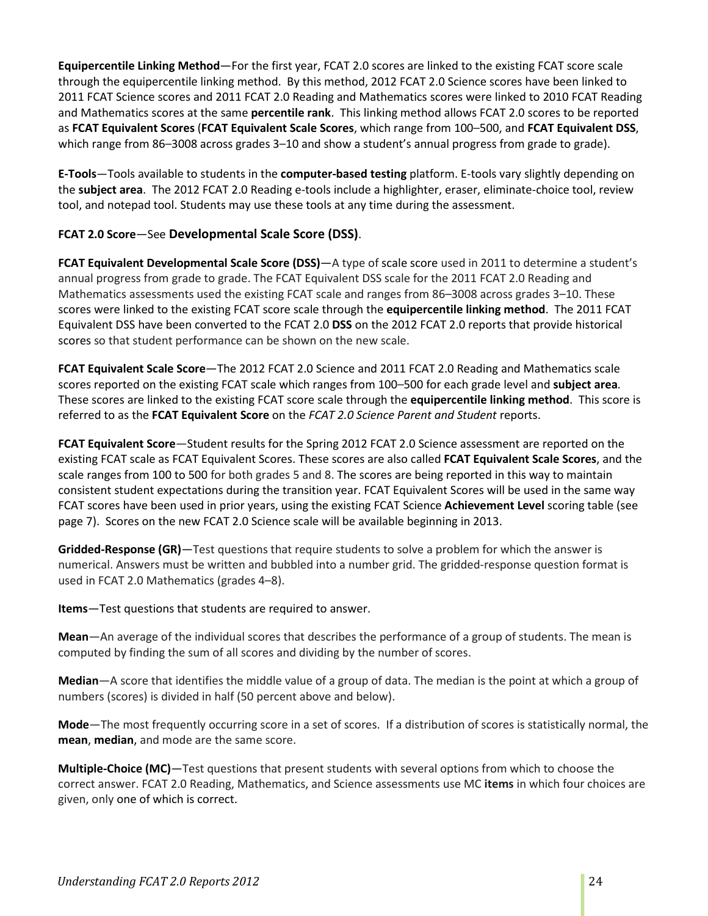**Equipercentile Linking Method**—For the first year, FCAT 2.0 scores are linked to the existing FCAT score scale through the equipercentile linking method. By this method, 2012 FCAT 2.0 Science scores have been linked to 2011 FCAT Science scores and 2011 FCAT 2.0 Reading and Mathematics scores were linked to 2010 FCAT Reading and Mathematics scores at the same **percentile rank**. This linking method allows FCAT 2.0 scores to be reported as **FCAT Equivalent Scores** (**FCAT Equivalent Scale Scores**, which range from 100–500, and **FCAT Equivalent DSS**, which range from 86–3008 across grades 3–10 and show a student's annual progress from grade to grade).

**E-Tools**—Tools available to students in the **computer-based testing** platform. E-tools vary slightly depending on the **subject area**. The 2012 FCAT 2.0 Reading e-tools include a highlighter, eraser, eliminate-choice tool, review tool, and notepad tool. Students may use these tools at any time during the assessment.

**FCAT 2.0 Score**—See **Developmental Scale Score (DSS)**.

**FCAT Equivalent Developmental Scale Score (DSS)**—A type of scale score used in 2011 to determine a student's annual progress from grade to grade. The FCAT Equivalent DSS scale for the 2011 FCAT 2.0 Reading and Mathematics assessments used the existing FCAT scale and ranges from 86–3008 across grades 3–10. These scores were linked to the existing FCAT score scale through the **equipercentile linking method**. The 2011 FCAT Equivalent DSS have been converted to the FCAT 2.0 **DSS** on the 2012 FCAT 2.0 reports that provide historical scores so that student performance can be shown on the new scale.

**FCAT Equivalent Scale Score**—The 2012 FCAT 2.0 Science and 2011 FCAT 2.0 Reading and Mathematics scale scores reported on the existing FCAT scale which ranges from 100–500 for each grade level and **subject area**. These scores are linked to the existing FCAT score scale through the **equipercentile linking method**. This score is referred to as the **FCAT Equivalent Score** on the *FCAT 2.0 Science Parent and Student* reports.

**FCAT Equivalent Score**—Student results for the Spring 2012 FCAT 2.0 Science assessment are reported on the existing FCAT scale as FCAT Equivalent Scores. These scores are also called **FCAT Equivalent Scale Scores**, and the scale ranges from 100 to 500 for both grades 5 and 8. The scores are being reported in this way to maintain consistent student expectations during the transition year. FCAT Equivalent Scores will be used in the same way FCAT scores have been used in prior years, using the existing FCAT Science **Achievement Level** scoring table (see page 7). Scores on the new FCAT 2.0 Science scale will be available beginning in 2013.

**Gridded-Response (GR)**—Test questions that require students to solve a problem for which the answer is numerical. Answers must be written and bubbled into a number grid. The gridded-response question format is used in FCAT 2.0 Mathematics (grades 4–8).

**Items**—Test questions that students are required to answer.

**Mean**—An average of the individual scores that describes the performance of a group of students. The mean is computed by finding the sum of all scores and dividing by the number of scores.

**Median**—A score that identifies the middle value of a group of data. The median is the point at which a group of numbers (scores) is divided in half (50 percent above and below).

**Mode**—The most frequently occurring score in a set of scores. If a distribution of scores is statistically normal, the **mean**, **median**, and mode are the same score.

**Multiple-Choice (MC)**—Test questions that present students with several options from which to choose the correct answer. FCAT 2.0 Reading, Mathematics, and Science assessments use MC **items** in which four choices are given, only one of which is correct.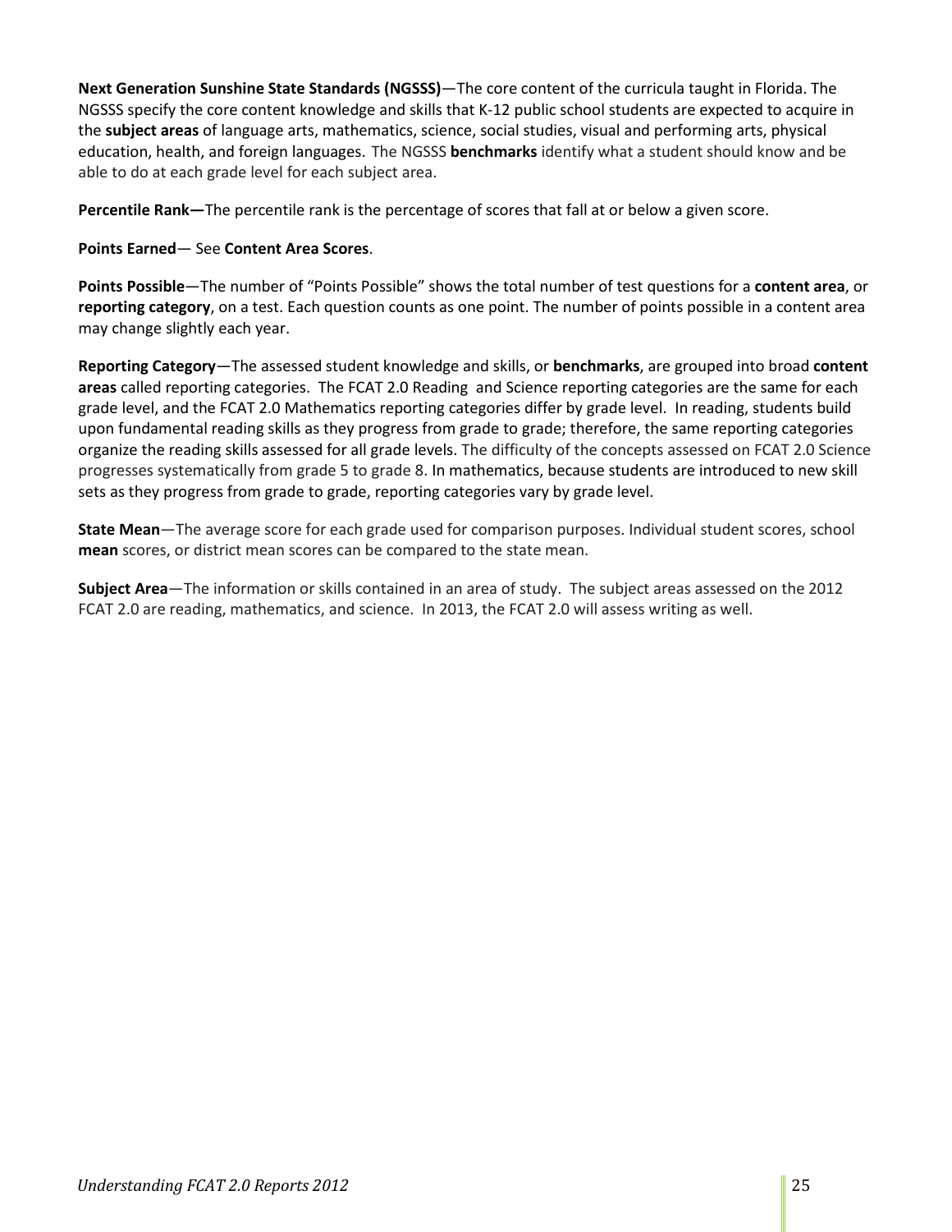**Next Generation Sunshine State Standards (NGSSS)**—The core content of the curricula taught in Florida. The NGSSS specify the core content knowledge and skills that K-12 public school students are expected to acquire in the **subject areas** of language arts, mathematics, science, social studies, visual and performing arts, physical education, health, and foreign languages. The NGSSS **benchmarks** identify what a student should know and be able to do at each grade level for each subject area.

**Percentile Rank—**The percentile rank is the percentage of scores that fall at or below a given score.

**Points Earned**— See **Content Area Scores**.

**Points Possible**—The number of "Points Possible" shows the total number of test questions for a **content area**, or **reporting category**, on a test. Each question counts as one point. The number of points possible in a content area may change slightly each year.

**Reporting Category**—The assessed student knowledge and skills, or **benchmarks**, are grouped into broad **content areas** called reporting categories. The FCAT 2.0 Reading and Science reporting categories are the same for each grade level, and the FCAT 2.0 Mathematics reporting categories differ by grade level. In reading, students build upon fundamental reading skills as they progress from grade to grade; therefore, the same reporting categories organize the reading skills assessed for all grade levels. The difficulty of the concepts assessed on FCAT 2.0 Science progresses systematically from grade 5 to grade 8. In mathematics, because students are introduced to new skill sets as they progress from grade to grade, reporting categories vary by grade level.

**State Mean**—The average score for each grade used for comparison purposes. Individual student scores, school **mean** scores, or district mean scores can be compared to the state mean.

**Subject Area**—The information or skills contained in an area of study. The subject areas assessed on the 2012 FCAT 2.0 are reading, mathematics, and science. In 2013, the FCAT 2.0 will assess writing as well.